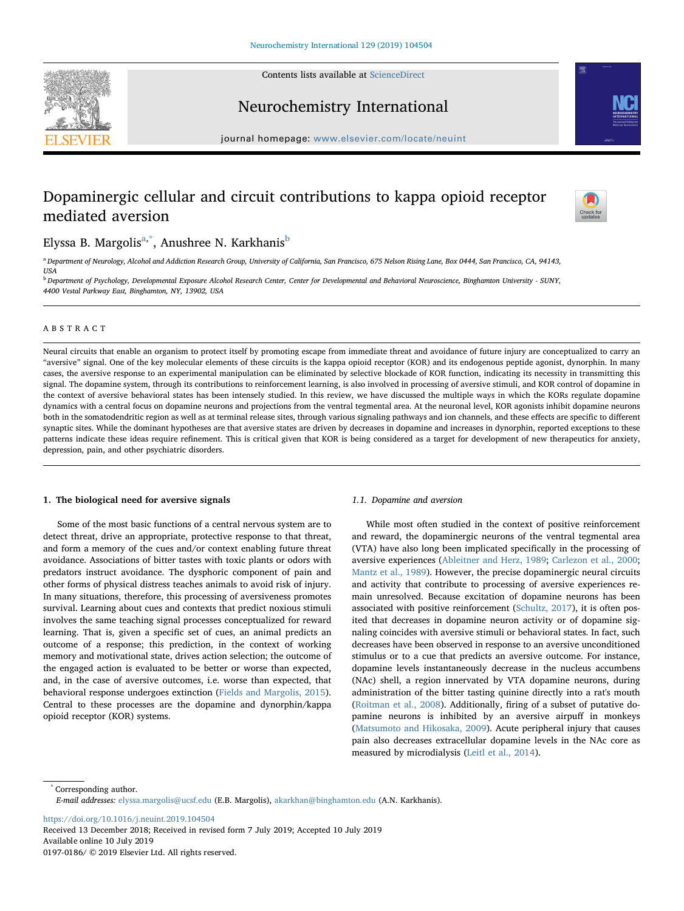# Dopaminergic cellular and circuit contributions to kappa opioid receptor mediated aversion

Elyssa B. Margolis[a,*], Anushree N. Karkhanis[b]

[a] Department of Neurology, Alcohol and Addiction Research Group, University of California, San Francisco, 675 Nelson Rising Lane, Box 0444, San Francisco, CA, 94143, USA

[b] Department of Psychology, Developmental Exposure Alcohol Research Center, Center for Developmental and Behavioral Neuroscience, Binghamton University - SUNY, 4400 Vestal Parkway East, Binghamton, NY, 13902, USA

## ABSTRACT

Neural circuits that enable an organism to protect itself by promoting escape from immediate threat and avoidance of future injury are conceptualized to carry an "aversive" signal. One of the key molecular elements of these circuits is the kappa opioid receptor (KOR) and its endogenous peptide agonist, dynorphin. In many cases, the aversive response to an experimental manipulation can be eliminated by selective blockade of KOR function, indicating its necessity in transmitting this signal. The dopamine system, through its contributions to reinforcement learning, is also involved in processing of aversive stimuli, and KOR control of dopamine in the context of aversive behavioral states has been intensely studied. In this review, we have discussed the multiple ways in which the KORs regulate dopamine dynamics with a central focus on dopamine neurons and projections from the ventral tegmental area. At the neuronal level, KOR agonists inhibit dopamine neurons both in the somatodendritic region as well as at terminal release sites, through various signaling pathways and ion channels, and these effects are specific to different synaptic sites. While the dominant hypotheses are that aversive states are driven by decreases in dopamine and increases in dynorphin, reported exceptions to these patterns indicate these ideas require refinement. This is critical given that KOR is being considered as a target for development of new therapeutics for anxiety, depression, pain, and other psychiatric disorders.

## 1. The biological need for aversive signals

Some of the most basic functions of a central nervous system are to detect threat, drive an appropriate, protective response to that threat, and form a memory of the cues and/or context enabling future threat avoidance. Associations of bitter tastes with toxic plants or odors with predators instruct avoidance. The dysphoric component of pain and other forms of physical distress teaches animals to avoid risk of injury. In many situations, therefore, this processing of aversiveness promotes survival. Learning about cues and contexts that predict noxious stimuli involves the same teaching signal processes conceptualized for reward learning. That is, given a specific set of cues, an animal predicts an outcome of a response; this prediction, in the context of working memory and motivational state, drives action selection; the outcome of the engaged action is evaluated to be better or worse than expected, and, in the case of aversive outcomes, i.e. worse than expected, that behavioral response undergoes extinction (Fields and Margolis, 2015). Central to these processes are the dopamine and dynorphin/kappa opioid receptor (KOR) systems.

### 1.1. Dopamine and aversion

While most often studied in the context of positive reinforcement and reward, the dopaminergic neurons of the ventral tegmental area (VTA) have also long been implicated specifically in the processing of aversive experiences (Ableitner and Herz, 1989; Carlezon et al., 2000; Mantz et al., 1989). However, the precise dopaminergic neural circuits and activity that contribute to processing of aversive experiences remain unresolved. Because excitation of dopamine neurons has been associated with positive reinforcement (Schultz, 2017), it is often posited that decreases in dopamine neuron activity or of dopamine signaling coincides with aversive stimuli or behavioral states. In fact, such decreases have been observed in response to an aversive unconditioned stimulus or to a cue that predicts an aversive outcome. For instance, dopamine levels instantaneously decrease in the nucleus accumbens (NAc) shell, a region innervated by VTA dopamine neurons, during administration of the bitter tasting quinine directly into a rat's mouth (Roitman et al., 2008). Additionally, firing of a subset of putative dopamine neurons is inhibited by an aversive airpuff in monkeys (Matsumoto and Hikosaka, 2009). Acute peripheral injury that causes pain also decreases extracellular dopamine levels in the NAc core as measured by microdialysis (Leitl et al., 2014).

---

* Corresponding author.
*E-mail addresses:* elyssa.margolis@ucsf.edu (E.B. Margolis), akarkhan@binghamton.edu (A.N. Karkhanis).

https://doi.org/10.1016/j.neuint.2019.104504
Received 13 December 2018; Received in revised form 7 July 2019; Accepted 10 July 2019
Available online 10 July 2019
0197-0186/ © 2019 Elsevier Ltd. All rights reserved.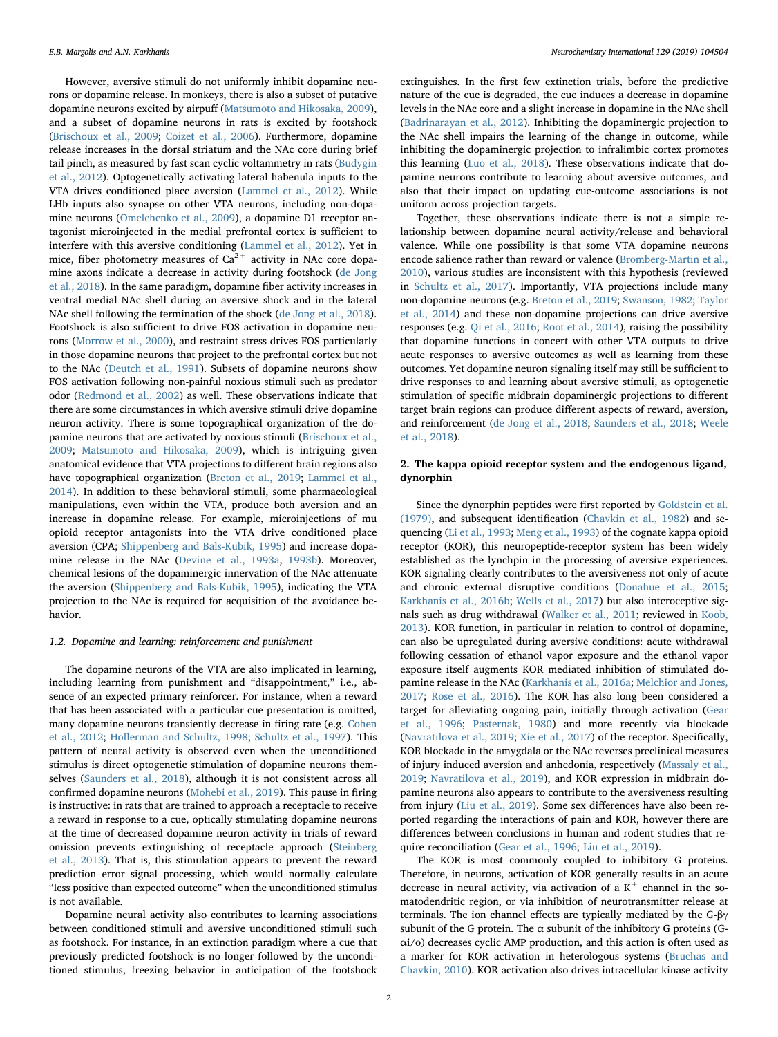However, aversive stimuli do not uniformly inhibit dopamine neurons or dopamine release. In monkeys, there is also a subset of putative dopamine neurons excited by airpuff (Matsumoto and Hikosaka, 2009), and a subset of dopamine neurons in rats is excited by footshock (Brischoux et al., 2009; Coizet et al., 2006). Furthermore, dopamine release increases in the dorsal striatum and the NAc core during brief tail pinch, as measured by fast scan cyclic voltammetry in rats (Budygin et al., 2012). Optogenetically activating lateral habenula inputs to the VTA drives conditioned place aversion (Lammel et al., 2012). While LHb inputs also synapse on other VTA neurons, including non-dopamine neurons (Omelchenko et al., 2009), a dopamine D1 receptor antagonist microinjected in the medial prefrontal cortex is sufficient to interfere with this aversive conditioning (Lammel et al., 2012). Yet in mice, fiber photometry measures of $Ca^{2+}$ activity in NAc core dopamine axons indicate a decrease in activity during footshock (de Jong et al., 2018). In the same paradigm, dopamine fiber activity increases in ventral medial NAc shell during an aversive shock and in the lateral NAc shell following the termination of the shock (de Jong et al., 2018). Footshock is also sufficient to drive FOS activation in dopamine neurons (Morrow et al., 2000), and restraint stress drives FOS particularly in those dopamine neurons that project to the prefrontal cortex but not to the NAc (Deutch et al., 1991). Subsets of dopamine neurons show FOS activation following non-painful noxious stimuli such as predator odor (Redmond et al., 2002) as well. These observations indicate that there are some circumstances in which aversive stimuli drive dopamine neuron activity. There is some topographical organization of the dopamine neurons that are activated by noxious stimuli (Brischoux et al., 2009; Matsumoto and Hikosaka, 2009), which is intriguing given anatomical evidence that VTA projections to different brain regions also have topographical organization (Breton et al., 2019; Lammel et al., 2014). In addition to these behavioral stimuli, some pharmacological manipulations, even within the VTA, produce both aversion and an increase in dopamine release. For example, microinjections of mu opioid receptor antagonists into the VTA drive conditioned place aversion (CPA; Shippenberg and Bals-Kubik, 1995) and increase dopamine release in the NAc (Devine et al., 1993a, 1993b). Moreover, chemical lesions of the dopaminergic innervation of the NAc attenuate the aversion (Shippenberg and Bals-Kubik, 1995), indicating the VTA projection to the NAc is required for acquisition of the avoidance behavior.

### 1.2. Dopamine and learning: reinforcement and punishment

The dopamine neurons of the VTA are also implicated in learning, including learning from punishment and "disappointment," i.e., absence of an expected primary reinforcer. For instance, when a reward that has been associated with a particular cue presentation is omitted, many dopamine neurons transiently decrease in firing rate (e.g. Cohen et al., 2012; Hollerman and Schultz, 1998; Schultz et al., 1997). This pattern of neural activity is observed even when the unconditioned stimulus is direct optogenetic stimulation of dopamine neurons themselves (Saunders et al., 2018), although it is not consistent across all confirmed dopamine neurons (Mohebi et al., 2019). This pause in firing is instructive: in rats that are trained to approach a receptacle to receive a reward in response to a cue, optically stimulating dopamine neurons at the time of decreased dopamine neuron activity in trials of reward omission prevents extinguishing of receptacle approach (Steinberg et al., 2013). That is, this stimulation appears to prevent the reward prediction error signal processing, which would normally calculate "less positive than expected outcome" when the unconditioned stimulus is not available.

Dopamine neural activity also contributes to learning associations between conditioned stimuli and aversive unconditioned stimuli such as footshock. For instance, in an extinction paradigm where a cue that previously predicted footshock is no longer followed by the unconditioned stimulus, freezing behavior in anticipation of the footshock extinguishes. In the first few extinction trials, before the predictive nature of the cue is degraded, the cue induces a decrease in dopamine levels in the NAc core and a slight increase in dopamine in the NAc shell (Badrinarayan et al., 2012). Inhibiting the dopaminergic projection to the NAc shell impairs the learning of the change in outcome, while inhibiting the dopaminergic projection to infralimbic cortex promotes this learning (Luo et al., 2018). These observations indicate that dopamine neurons contribute to learning about aversive outcomes, and also that their impact on updating cue-outcome associations is not uniform across projection targets.

Together, these observations indicate there is not a simple relationship between dopamine neural activity/release and behavioral valence. While one possibility is that some VTA dopamine neurons encode salience rather than reward or valence (Bromberg-Martin et al., 2010), various studies are inconsistent with this hypothesis (reviewed in Schultz et al., 2017). Importantly, VTA projections include many non-dopamine neurons (e.g. Breton et al., 2019; Swanson, 1982; Taylor et al., 2014) and these non-dopamine projections can drive aversive responses (e.g. Qi et al., 2016; Root et al., 2014), raising the possibility that dopamine functions in concert with other VTA outputs to drive acute responses to aversive outcomes as well as learning from these outcomes. Yet dopamine neuron signaling itself may still be sufficient to drive responses to and learning about aversive stimuli, as optogenetic stimulation of specific midbrain dopaminergic projections to different target brain regions can produce different aspects of reward, aversion, and reinforcement (de Jong et al., 2018; Saunders et al., 2018; Weele et al., 2018).

## 2. The kappa opioid receptor system and the endogenous ligand, dynorphin

Since the dynorphin peptides were first reported by Goldstein et al. (1979), and subsequent identification (Chavkin et al., 1982) and sequencing (Li et al., 1993; Meng et al., 1993) of the cognate kappa opioid receptor (KOR), this neuropeptide-receptor system has been widely established as the lynchpin in the processing of aversive experiences. KOR signaling clearly contributes to the aversiveness not only of acute and chronic external disruptive conditions (Donahue et al., 2015; Karkhanis et al., 2016b; Wells et al., 2017) but also interoceptive signals such as drug withdrawal (Walker et al., 2011; reviewed in Koob, 2013). KOR function, in particular in relation to control of dopamine, can also be upregulated during aversive conditions: acute withdrawal following cessation of ethanol vapor exposure and the ethanol vapor exposure itself augments KOR mediated inhibition of stimulated dopamine release in the NAc (Karkhanis et al., 2016a; Melchior and Jones, 2017; Rose et al., 2016). The KOR has also long been considered a target for alleviating ongoing pain, initially through activation (Gear et al., 1996; Pasternak, 1980) and more recently via blockade (Navratilova et al., 2019; Xie et al., 2017) of the receptor. Specifically, KOR blockade in the amygdala or the NAc reverses preclinical measures of injury induced aversion and anhedonia, respectively (Massaly et al., 2019; Navratilova et al., 2019), and KOR expression in midbrain dopamine neurons also appears to contribute to the aversiveness resulting from injury (Liu et al., 2019). Some sex differences have also been reported regarding the interactions of pain and KOR, however there are differences between conclusions in human and rodent studies that require reconciliation (Gear et al., 1996; Liu et al., 2019).

The KOR is most commonly coupled to inhibitory G proteins. Therefore, in neurons, activation of KOR generally results in an acute decrease in neural activity, via activation of a $K^+$ channel in the somatodendritic region, or via inhibition of neurotransmitter release at terminals. The ion channel effects are typically mediated by the G-$\beta\gamma$ subunit of the G protein. The $\alpha$ subunit of the inhibitory G proteins (G-$\alpha$i/o) decreases cyclic AMP production, and this action is often used as a marker for KOR activation in heterologous systems (Bruchas and Chavkin, 2010). KOR activation also drives intracellular kinase activity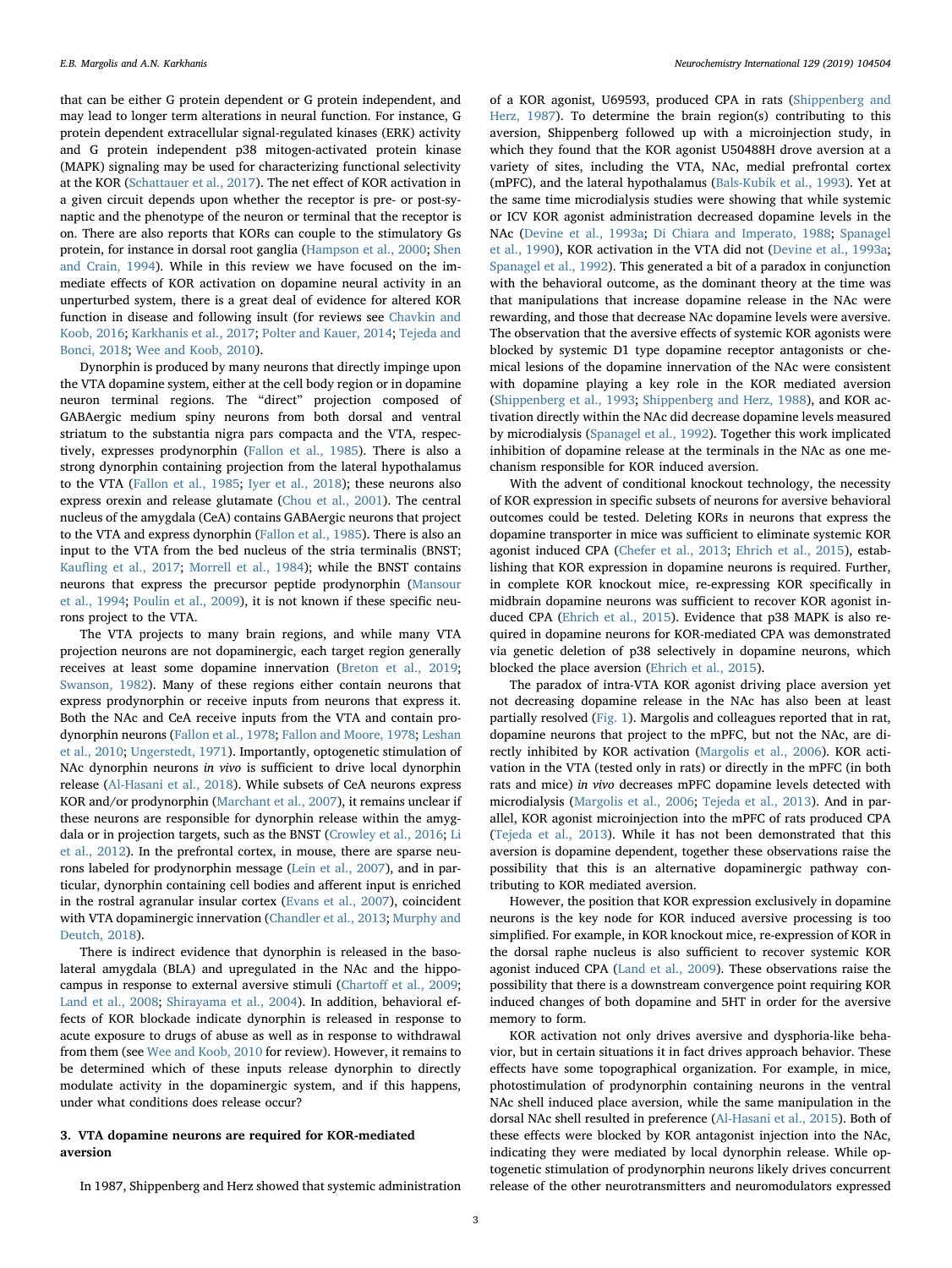that can be either G protein dependent or G protein independent, and may lead to longer term alterations in neural function. For instance, G protein dependent extracellular signal-regulated kinases (ERK) activity and G protein independent p38 mitogen-activated protein kinase (MAPK) signaling may be used for characterizing functional selectivity at the KOR (Schattauer et al., 2017). The net effect of KOR activation in a given circuit depends upon whether the receptor is pre- or post-synaptic and the phenotype of the neuron or terminal that the receptor is on. There are also reports that KORs can couple to the stimulatory Gs protein, for instance in dorsal root ganglia (Hampson et al., 2000; Shen and Crain, 1994). While in this review we have focused on the immediate effects of KOR activation on dopamine neural activity in an unperturbed system, there is a great deal of evidence for altered KOR function in disease and following insult (for reviews see Chavkin and Koob, 2016; Karkhanis et al., 2017; Polter and Kauer, 2014; Tejeda and Bonci, 2018; Wee and Koob, 2010).

Dynorphin is produced by many neurons that directly impinge upon the VTA dopamine system, either at the cell body region or in dopamine neuron terminal regions. The "direct" projection composed of GABAergic medium spiny neurons from both dorsal and ventral striatum to the substantia nigra pars compacta and the VTA, respectively, expresses prodynorphin (Fallon et al., 1985). There is also a strong dynorphin containing projection from the lateral hypothalamus to the VTA (Fallon et al., 1985; Iyer et al., 2018); these neurons also express orexin and release glutamate (Chou et al., 2001). The central nucleus of the amygdala (CeA) contains GABAergic neurons that project to the VTA and express dynorphin (Fallon et al., 1985). There is also an input to the VTA from the bed nucleus of the stria terminalis (BNST; Kaufling et al., 2017; Morrell et al., 1984); while the BNST contains neurons that express the precursor peptide prodynorphin (Mansour et al., 1994; Poulin et al., 2009), it is not known if these specific neurons project to the VTA.

The VTA projects to many brain regions, and while many VTA projection neurons are not dopaminergic, each target region generally receives at least some dopamine innervation (Breton et al., 2019; Swanson, 1982). Many of these regions either contain neurons that express prodynorphin or receive inputs from neurons that express it. Both the NAc and CeA receive inputs from the VTA and contain prodynorphin neurons (Fallon et al., 1978; Fallon and Moore, 1978; Leshan et al., 2010; Ungerstedt, 1971). Importantly, optogenetic stimulation of NAc dynorphin neurons *in vivo* is sufficient to drive local dynorphin release (Al-Hasani et al., 2018). While subsets of CeA neurons express KOR and/or prodynorphin (Marchant et al., 2007), it remains unclear if these neurons are responsible for dynorphin release within the amygdala or in projection targets, such as the BNST (Crowley et al., 2016; Li et al., 2012). In the prefrontal cortex, in mouse, there are sparse neurons labeled for prodynorphin message (Lein et al., 2007), and in particular, dynorphin containing cell bodies and afferent input is enriched in the rostral agranular insular cortex (Evans et al., 2007), coincident with VTA dopaminergic innervation (Chandler et al., 2013; Murphy and Deutch, 2018).

There is indirect evidence that dynorphin is released in the basolateral amygdala (BLA) and upregulated in the NAc and the hippocampus in response to external aversive stimuli (Chartoff et al., 2009; Land et al., 2008; Shirayama et al., 2004). In addition, behavioral effects of KOR blockade indicate dynorphin is released in response to acute exposure to drugs of abuse as well as in response to withdrawal from them (see Wee and Koob, 2010 for review). However, it remains to be determined which of these inputs release dynorphin to directly modulate activity in the dopaminergic system, and if this happens, under what conditions does release occur?

## 3. VTA dopamine neurons are required for KOR-mediated aversion

In 1987, Shippenberg and Herz showed that systemic administration of a KOR agonist, U69593, produced CPA in rats (Shippenberg and Herz, 1987). To determine the brain region(s) contributing to this aversion, Shippenberg followed up with a microinjection study, in which they found that the KOR agonist U50488H drove aversion at a variety of sites, including the VTA, NAc, medial prefrontal cortex (mPFC), and the lateral hypothalamus (Bals-Kubik et al., 1993). Yet at the same time microdialysis studies were showing that while systemic or ICV KOR agonist administration decreased dopamine levels in the NAc (Devine et al., 1993a; Di Chiara and Imperato, 1988; Spanagel et al., 1990), KOR activation in the VTA did not (Devine et al., 1993a; Spanagel et al., 1992). This generated a bit of a paradox in conjunction with the behavioral outcome, as the dominant theory at the time was that manipulations that increase dopamine release in the NAc were rewarding, and those that decrease NAc dopamine levels were aversive. The observation that the aversive effects of systemic KOR agonists were blocked by systemic D1 type dopamine receptor antagonists or chemical lesions of the dopamine innervation of the NAc were consistent with dopamine playing a key role in the KOR mediated aversion (Shippenberg et al., 1993; Shippenberg and Herz, 1988), and KOR activation directly within the NAc did decrease dopamine levels measured by microdialysis (Spanagel et al., 1992). Together this work implicated inhibition of dopamine release at the terminals in the NAc as one mechanism responsible for KOR induced aversion.

With the advent of conditional knockout technology, the necessity of KOR expression in specific subsets of neurons for aversive behavioral outcomes could be tested. Deleting KORs in neurons that express the dopamine transporter in mice was sufficient to eliminate systemic KOR agonist induced CPA (Chefer et al., 2013; Ehrich et al., 2015), establishing that KOR expression in dopamine neurons is required. Further, in complete KOR knockout mice, re-expressing KOR specifically in midbrain dopamine neurons was sufficient to recover KOR agonist induced CPA (Ehrich et al., 2015). Evidence that p38 MAPK is also required in dopamine neurons for KOR-mediated CPA was demonstrated via genetic deletion of p38 selectively in dopamine neurons, which blocked the place aversion (Ehrich et al., 2015).

The paradox of intra-VTA KOR agonist driving place aversion yet not decreasing dopamine release in the NAc has also been at least partially resolved (Fig. 1). Margolis and colleagues reported that in rat, dopamine neurons that project to the mPFC, but not the NAc, are directly inhibited by KOR activation (Margolis et al., 2006). KOR activation in the VTA (tested only in rats) or directly in the mPFC (in both rats and mice) *in vivo* decreases mPFC dopamine levels detected with microdialysis (Margolis et al., 2006; Tejeda et al., 2013). And in parallel, KOR agonist microinjection into the mPFC of rats produced CPA (Tejeda et al., 2013). While it has not been demonstrated that this aversion is dopamine dependent, together these observations raise the possibility that this is an alternative dopaminergic pathway contributing to KOR mediated aversion.

However, the position that KOR expression exclusively in dopamine neurons is the key node for KOR induced aversive processing is too simplified. For example, in KOR knockout mice, re-expression of KOR in the dorsal raphe nucleus is also sufficient to recover systemic KOR agonist induced CPA (Land et al., 2009). These observations raise the possibility that there is a downstream convergence point requiring KOR induced changes of both dopamine and 5HT in order for the aversive memory to form.

KOR activation not only drives aversive and dysphoria-like behavior, but in certain situations it in fact drives approach behavior. These effects have some topographical organization. For example, in mice, photostimulation of prodynorphin containing neurons in the ventral NAc shell induced place aversion, while the same manipulation in the dorsal NAc shell resulted in preference (Al-Hasani et al., 2015). Both of these effects were blocked by KOR antagonist injection into the NAc, indicating they were mediated by local dynorphin release. While optogenetic stimulation of prodynorphin neurons likely drives concurrent release of the other neurotransmitters and neuromodulators expressed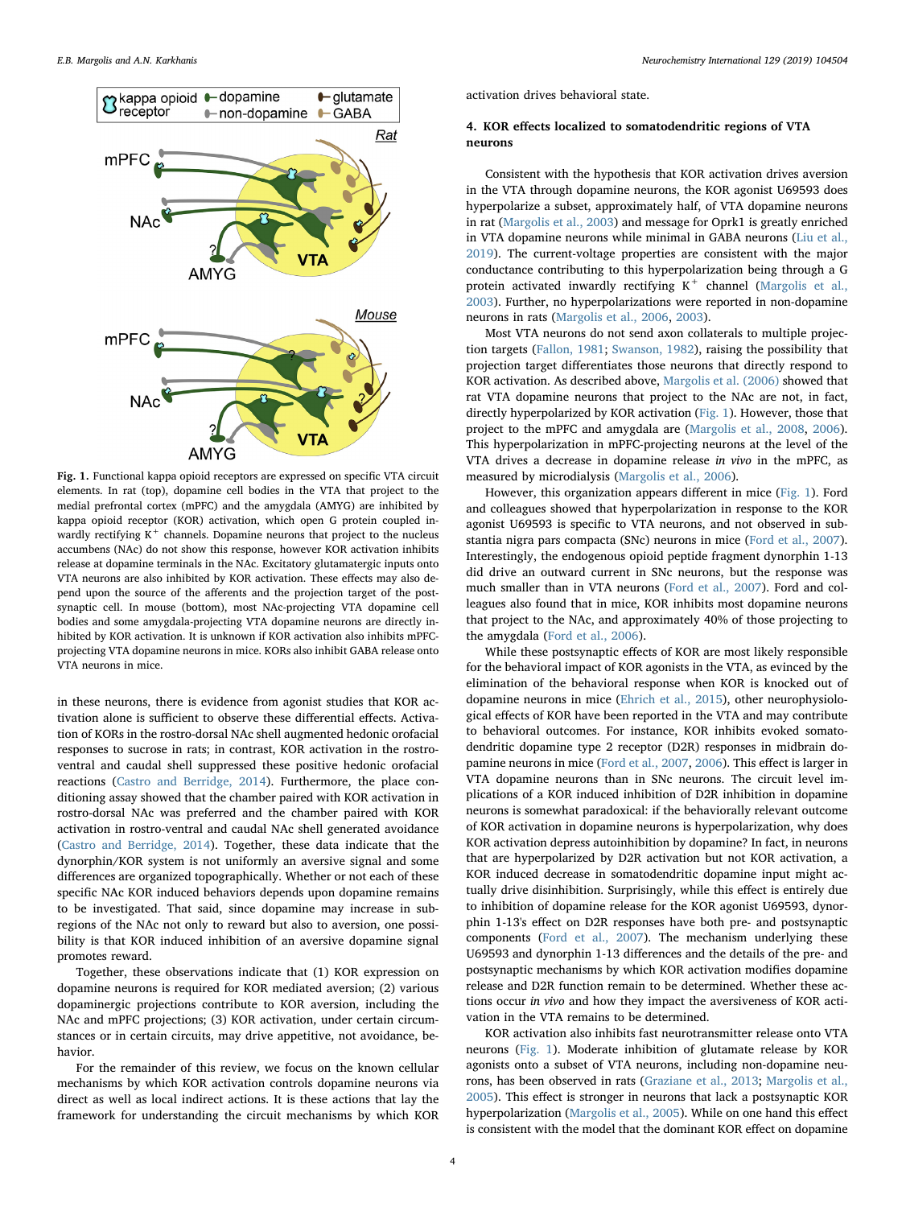Fig. 1. Functional kappa opioid receptors are expressed on specific VTA circuit elements. In rat (top), dopamine cell bodies in the VTA that project to the medial prefrontal cortex (mPFC) and the amygdala (AMYG) are inhibited by kappa opioid receptor (KOR) activation, which open G protein coupled inwardly rectifying K$^+$ channels. Dopamine neurons that project to the nucleus accumbens (NAc) do not show this response, however KOR activation inhibits release at dopamine terminals in the NAc. Excitatory glutamatergic inputs onto VTA neurons are also inhibited by KOR activation. These effects may also depend upon the source of the afferents and the projection target of the postsynaptic cell. In mouse (bottom), most NAc-projecting VTA dopamine cell bodies and some amygdala-projecting VTA dopamine neurons are directly inhibited by KOR activation. It is unknown if KOR activation also inhibits mPFC-projecting VTA dopamine neurons in mice. KORs also inhibit GABA release onto VTA neurons in mice.

in these neurons, there is evidence from agonist studies that KOR activation alone is sufficient to observe these differential effects. Activation of KORs in the rostro-dorsal NAc shell augmented hedonic orofacial responses to sucrose in rats; in contrast, KOR activation in the rostro-ventral and caudal shell suppressed these positive hedonic orofacial reactions (Castro and Berridge, 2014). Furthermore, the place conditioning assay showed that the chamber paired with KOR activation in rostro-dorsal NAc was preferred and the chamber paired with KOR activation in rostro-ventral and caudal NAc shell generated avoidance (Castro and Berridge, 2014). Together, these data indicate that the dynorphin/KOR system is not uniformly an aversive signal and some differences are organized topographically. Whether or not each of these specific NAc KOR induced behaviors depends upon dopamine remains to be investigated. That said, since dopamine may increase in subregions of the NAc not only to reward but also to aversion, one possibility is that KOR induced inhibition of an aversive dopamine signal promotes reward.

Together, these observations indicate that (1) KOR expression on dopamine neurons is required for KOR mediated aversion; (2) various dopaminergic projections contribute to KOR aversion, including the NAc and mPFC projections; (3) KOR activation, under certain circumstances or in certain circuits, may drive appetitive, not avoidance, behavior.

For the remainder of this review, we focus on the known cellular mechanisms by which KOR activation controls dopamine neurons via direct as well as local indirect actions. It is these actions that lay the framework for understanding the circuit mechanisms by which KOR activation drives behavioral state.

## 4. KOR effects localized to somatodendritic regions of VTA neurons

Consistent with the hypothesis that KOR activation drives aversion in the VTA through dopamine neurons, the KOR agonist U69593 does hyperpolarize a subset, approximately half, of VTA dopamine neurons in rat (Margolis et al., 2003) and message for Oprk1 is greatly enriched in VTA dopamine neurons while minimal in GABA neurons (Liu et al., 2019). The current-voltage properties are consistent with the major conductance contributing to this hyperpolarization being through a G protein activated inwardly rectifying K$^+$ channel (Margolis et al., 2003). Further, no hyperpolarizations were reported in non-dopamine neurons in rats (Margolis et al., 2006, 2003).

Most VTA neurons do not send axon collaterals to multiple projection targets (Fallon, 1981; Swanson, 1982), raising the possibility that projection target differentiates those neurons that directly respond to KOR activation. As described above, Margolis et al. (2006) showed that rat VTA dopamine neurons that project to the NAc are not, in fact, directly hyperpolarized by KOR activation (Fig. 1). However, those that project to the mPFC and amygdala are (Margolis et al., 2008, 2006). This hyperpolarization in mPFC-projecting neurons at the level of the VTA drives a decrease in dopamine release *in vivo* in the mPFC, as measured by microdialysis (Margolis et al., 2006).

However, this organization appears different in mice (Fig. 1). Ford and colleagues showed that hyperpolarization in response to the KOR agonist U69593 is specific to VTA neurons, and not observed in substantia nigra pars compacta (SNc) neurons in mice (Ford et al., 2007). Interestingly, the endogenous opioid peptide fragment dynorphin 1-13 did drive an outward current in SNc neurons, but the response was much smaller than in VTA neurons (Ford et al., 2007). Ford and colleagues also found that in mice, KOR inhibits most dopamine neurons that project to the NAc, and approximately 40% of those projecting to the amygdala (Ford et al., 2006).

While these postsynaptic effects of KOR are most likely responsible for the behavioral impact of KOR agonists in the VTA, as evinced by the elimination of the behavioral response when KOR is knocked out of dopamine neurons in mice (Ehrich et al., 2015), other neurophysiological effects of KOR have been reported in the VTA and may contribute to behavioral outcomes. For instance, KOR inhibits evoked somatodendritic dopamine type 2 receptor (D2R) responses in midbrain dopamine neurons in mice (Ford et al., 2007, 2006). This effect is larger in VTA dopamine neurons than in SNc neurons. The circuit level implications of a KOR induced inhibition of D2R inhibition in dopamine neurons is somewhat paradoxical: if the behaviorally relevant outcome of KOR activation in dopamine neurons is hyperpolarization, why does KOR activation depress autoinhibition by dopamine? In fact, in neurons that are hyperpolarized by D2R activation but not KOR activation, a KOR induced decrease in somatodendritic dopamine input might actually drive disinhibition. Surprisingly, while this effect is entirely due to inhibition of dopamine release for the KOR agonist U69593, dynorphin 1-13's effect on D2R responses have both pre- and postsynaptic components (Ford et al., 2007). The mechanism underlying these U69593 and dynorphin 1-13 differences and the details of the pre- and postsynaptic mechanisms by which KOR activation modifies dopamine release and D2R function remain to be determined. Whether these actions occur *in vivo* and how they impact the aversiveness of KOR activation in the VTA remains to be determined.

KOR activation also inhibits fast neurotransmitter release onto VTA neurons (Fig. 1). Moderate inhibition of glutamate release by KOR agonists onto a subset of VTA neurons, including non-dopamine neurons, has been observed in rats (Graziane et al., 2013; Margolis et al., 2005). This effect is stronger in neurons that lack a postsynaptic KOR hyperpolarization (Margolis et al., 2005). While on one hand this effect is consistent with the model that the dominant KOR effect on dopamine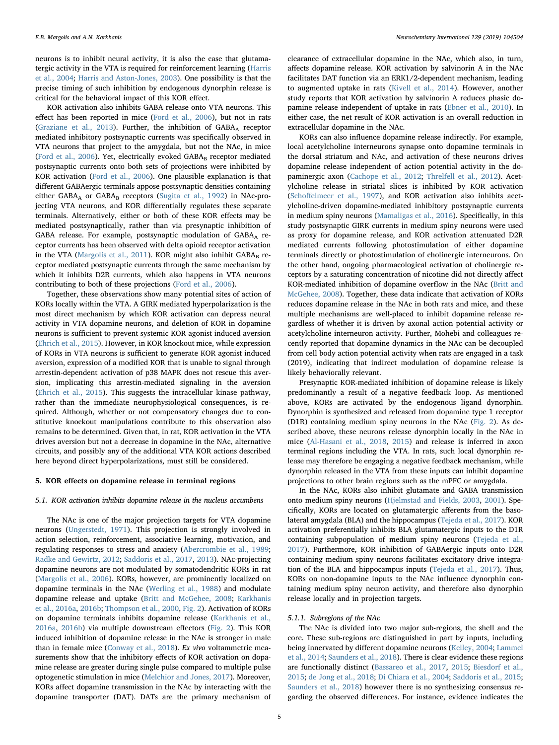neurons is to inhibit neural activity, it is also the case that glutamatergic activity in the VTA is required for reinforcement learning (Harris et al., 2004; Harris and Aston-Jones, 2003). One possibility is that the precise timing of such inhibition by endogenous dynorphin release is critical for the behavioral impact of this KOR effect.

KOR activation also inhibits GABA release onto VTA neurons. This effect has been reported in mice (Ford et al., 2006), but not in rats (Graziane et al., 2013). Further, the inhibition of $GABA_A$ receptor mediated inhibitory postsynaptic currents was specifically observed in VTA neurons that project to the amygdala, but not the NAc, in mice (Ford et al., 2006). Yet, electrically evoked $GABA_B$ receptor mediated postsynaptic currents onto both sets of projections were inhibited by KOR activation (Ford et al., 2006). One plausible explanation is that different GABAergic terminals appose postsynaptic densities containing either $GABA_A$ or $GABA_B$ receptors (Sugita et al., 1992) in NAc-projecting VTA neurons, and KOR differentially regulates these separate terminals. Alternatively, either or both of these KOR effects may be mediated postsynaptically, rather than via presynaptic inhibition of GABA release. For example, postsynaptic modulation of $GABA_A$ receptor currents has been observed with delta opioid receptor activation in the VTA (Margolis et al., 2011). KOR might also inhibit $GABA_B$ receptor mediated postsynaptic currents through the same mechanism by which it inhibits D2R currents, which also happens in VTA neurons contributing to both of these projections (Ford et al., 2006).

Together, these observations show many potential sites of action of KORs locally within the VTA. A GIRK mediated hyperpolarization is the most direct mechanism by which KOR activation can depress neural activity in VTA dopamine neurons, and deletion of KOR in dopamine neurons is sufficient to prevent systemic KOR agonist induced aversion (Ehrich et al., 2015). However, in KOR knockout mice, while expression of KORs in VTA neurons is sufficient to generate KOR agonist induced aversion, expression of a modified KOR that is unable to signal through arrestin-dependent activation of p38 MAPK does not rescue this aversion, implicating this arrestin-mediated signaling in the aversion (Ehrich et al., 2015). This suggests the intracellular kinase pathway, rather than the immediate neurophysiological consequences, is required. Although, whether or not compensatory changes due to constitutive knockout manipulations contribute to this observation also remains to be determined. Given that, in rat, KOR activation in the VTA drives aversion but not a decrease in dopamine in the NAc, alternative circuits, and possibly any of the additional VTA KOR actions described here beyond direct hyperpolarizations, must still be considered.

## 5. KOR effects on dopamine release in terminal regions

### 5.1. KOR activation inhibits dopamine release in the nucleus accumbens

The NAc is one of the major projection targets for VTA dopamine neurons (Ungerstedt, 1971). This projection is strongly involved in action selection, reinforcement, associative learning, motivation, and regulating responses to stress and anxiety (Abercrombie et al., 1989; Radke and Gewirtz, 2012; Saddoris et al., 2017, 2013). NAc-projecting dopamine neurons are not modulated by somatodendritic KORs in rat (Margolis et al., 2006). KORs, however, are prominently localized on dopamine terminals in the NAc (Werling et al., 1988) and modulate dopamine release and uptake (Britt and McGehee, 2008; Karkhanis et al., 2016a, 2016b; Thompson et al., 2000, Fig. 2). Activation of KORs on dopamine terminals inhibits dopamine release (Karkhanis et al., 2016a, 2016b) via multiple downstream effectors (Fig. 2). This KOR induced inhibition of dopamine release in the NAc is stronger in male than in female mice (Conway et al., 2018). *Ex vivo* voltammetric measurements show that the inhibitory effects of KOR activation on dopamine release are greater during single pulse compared to multiple pulse optogenetic stimulation in mice (Melchior and Jones, 2017). Moreover, KORs affect dopamine transmission in the NAc by interacting with the dopamine transporter (DAT). DATs are the primary mechanism of clearance of extracellular dopamine in the NAc, which also, in turn, affects dopamine release. KOR activation by salvinorin A in the NAc facilitates DAT function via an ERK1/2-dependent mechanism, leading to augmented uptake in rats (Kivell et al., 2014). However, another study reports that KOR activation by salvinorin A reduces phasic dopamine release independent of uptake in rats (Ebner et al., 2010). In either case, the net result of KOR activation is an overall reduction in extracellular dopamine in the NAc.

KORs can also influence dopamine release indirectly. For example, local acetylcholine interneurons synapse onto dopamine terminals in the dorsal striatum and NAc, and activation of these neurons drives dopamine release independent of action potential activity in the dopaminergic axon (Cachope et al., 2012; Threlfell et al., 2012). Acetylcholine release in striatal slices is inhibited by KOR activation (Schoffelmeer et al., 1997), and KOR activation also inhibits acetylcholine-driven dopamine-mediated inhibitory postsynaptic currents in medium spiny neurons (Mamaligas et al., 2016). Specifically, in this study postsynaptic GIRK currents in medium spiny neurons were used as proxy for dopamine release, and KOR activation attenuated D2R mediated currents following photostimulation of either dopamine terminals directly or photostimulation of cholinergic interneurons. On the other hand, ongoing pharmacological activation of cholinergic receptors by a saturating concentration of nicotine did not directly affect KOR-mediated inhibition of dopamine overflow in the NAc (Britt and McGehee, 2008). Together, these data indicate that activation of KORs reduces dopamine release in the NAc in both rats and mice, and these multiple mechanisms are well-placed to inhibit dopamine release regardless of whether it is driven by axonal action potential activity or acetylcholine interneuron activity. Further, Mohebi and colleagues recently reported that dopamine dynamics in the NAc can be decoupled from cell body action potential activity when rats are engaged in a task (2019), indicating that indirect modulation of dopamine release is likely behaviorally relevant.

Presynaptic KOR-mediated inhibition of dopamine release is likely predominantly a result of a negative feedback loop. As mentioned above, KORs are activated by the endogenous ligand dynorphin. Dynorphin is synthesized and released from dopamine type 1 receptor (D1R) containing medium spiny neurons in the NAc (Fig. 2). As described above, these neurons release dynorphin locally in the NAc in mice (Al-Hasani et al., 2018, 2015) and release is inferred in axon terminal regions including the VTA. In rats, such local dynorphin release may therefore be engaging a negative feedback mechanism, while dynorphin released in the VTA from these inputs can inhibit dopamine projections to other brain regions such as the mPFC or amygdala.

In the NAc, KORs also inhibit glutamate and GABA transmission onto medium spiny neurons (Hjelmstad and Fields, 2003, 2001). Specifically, KORs are located on glutamatergic afferents from the basolateral amygdala (BLA) and the hippocampus (Tejeda et al., 2017). KOR activation preferentially inhibits BLA glutamatergic inputs to the D1R containing subpopulation of medium spiny neurons (Tejeda et al., 2017). Furthermore, KOR inhibition of GABAergic inputs onto D2R containing medium spiny neurons facilitates excitatory drive integration of the BLA and hippocampus inputs (Tejeda et al., 2017). Thus, KORs on non-dopamine inputs to the NAc influence dynorphin containing medium spiny neuron activity, and therefore also dynorphin release locally and in projection targets.

#### 5.1.1. Subregions of the NAc

The NAc is divided into two major sub-regions, the shell and the core. These sub-regions are distinguished in part by inputs, including being innervated by different dopamine neurons (Kelley, 2004; Lammel et al., 2014; Saunders et al., 2018). There is clear evidence these regions are functionally distinct (Bassareo et al., 2017, 2015; Biesdorf et al., 2015; de Jong et al., 2018; Di Chiara et al., 2004; Saddoris et al., 2015; Saunders et al., 2018) however there is no synthesizing consensus regarding the observed differences. For instance, evidence indicates the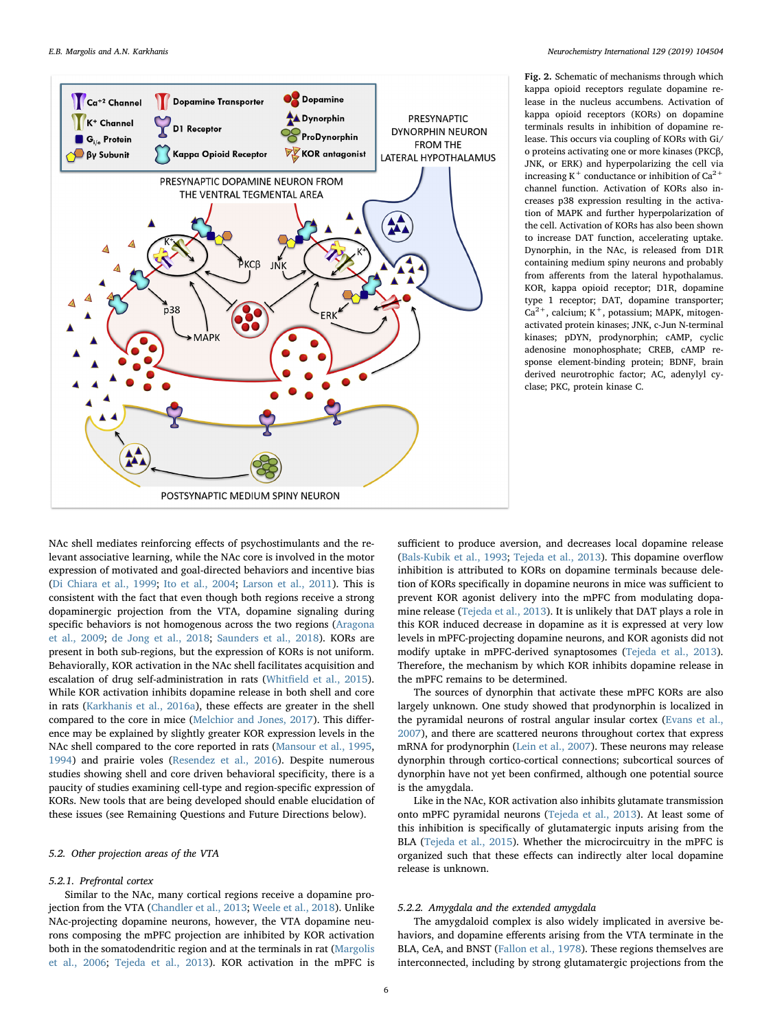**Fig. 2.** Schematic of mechanisms through which kappa opioid receptors regulate dopamine release in the nucleus accumbens. This schematic illustrates that activation of kappa opioid receptors (KORs) on dopamine terminals results in inhibition of dopamine release. This occurs via coupling of KORs with Gi/o proteins activating one or more kinases (PKCβ, JNK, or ERK) and hyperpolarizing the cell via increasing $K^+$ conductance or inhibition of $Ca^{2+}$ channel function. Activation of KORs also increases p38 expression resulting in the activation of MAPK and further hyperpolarization of the cell. Activation of KORs has also been shown to increase DAT function, accelerating uptake. Dynorphin, in the NAc, is released from D1R containing medium spiny neurons and probably from afferents from the lateral hypothalamus. KOR, kappa opioid receptor; D1R, dopamine type 1 receptor; DAT, dopamine transporter; $Ca^{2+}$, calcium; $K^+$, potassium; MAPK, mitogen-activated protein kinases; JNK, c-Jun N-terminal kinases; pDYN, prodynorphin; cAMP, cyclic adenosine monophosphate; CREB, cAMP response element-binding protein; BDNF, brain derived neurotrophic factor; AC, adenylyl cyclase; PKC, protein kinase C.

NAc shell mediates reinforcing effects of psychostimulants and the relevant associative learning, while the NAc core is involved in the motor expression of motivated and goal-directed behaviors and incentive bias (Di Chiara et al., 1999; Ito et al., 2004; Larson et al., 2011). This is consistent with the fact that even though both regions receive a strong dopaminergic projection from the VTA, dopamine signaling during specific behaviors is not homogenous across the two regions (Aragona et al., 2009; de Jong et al., 2018; Saunders et al., 2018). KORs are present in both sub-regions, but the expression of KORs is not uniform. Behaviorally, KOR activation in the NAc shell facilitates acquisition and escalation of drug self-administration in rats (Whitfield et al., 2015). While KOR activation inhibits dopamine release in both shell and core in rats (Karkhanis et al., 2016a), these effects are greater in the shell compared to the core in mice (Melchior and Jones, 2017). This difference may be explained by slightly greater KOR expression levels in the NAc shell compared to the core reported in rats (Mansour et al., 1995, 1994) and prairie voles (Resendez et al., 2016). Despite numerous studies showing shell and core driven behavioral specificity, there is a paucity of studies examining cell-type and region-specific expression of KORs. New tools that are being developed should enable elucidation of these issues (see Remaining Questions and Future Directions below).

### 5.2. Other projection areas of the VTA

#### 5.2.1. Prefrontal cortex

Similar to the NAc, many cortical regions receive a dopamine projection from the VTA (Chandler et al., 2013; Weele et al., 2018). Unlike NAc-projecting dopamine neurons, however, the VTA dopamine neurons composing the mPFC projection are inhibited by KOR activation both in the somatodendritic region and at the terminals in rat (Margolis et al., 2006; Tejeda et al., 2013). KOR activation in the mPFC is sufficient to produce aversion, and decreases local dopamine release (Bals-Kubik et al., 1993; Tejeda et al., 2013). This dopamine overflow inhibition is attributed to KORs on dopamine terminals because deletion of KORs specifically in dopamine neurons in mice was sufficient to prevent KOR agonist delivery into the mPFC from modulating dopamine release (Tejeda et al., 2013). It is unlikely that DAT plays a role in this KOR induced decrease in dopamine as it is expressed at very low levels in mPFC-projecting dopamine neurons, and KOR agonists did not modify uptake in mPFC-derived synaptosomes (Tejeda et al., 2013). Therefore, the mechanism by which KOR inhibits dopamine release in the mPFC remains to be determined.

The sources of dynorphin that activate these mPFC KORs are also largely unknown. One study showed that prodynorphin is localized in the pyramidal neurons of rostral angular insular cortex (Evans et al., 2007), and there are scattered neurons throughout cortex that express mRNA for prodynorphin (Lein et al., 2007). These neurons may release dynorphin through cortico-cortical connections; subcortical sources of dynorphin have not yet been confirmed, although one potential source is the amygdala.

Like in the NAc, KOR activation also inhibits glutamate transmission onto mPFC pyramidal neurons (Tejeda et al., 2013). At least some of this inhibition is specifically of glutamatergic inputs arising from the BLA (Tejeda et al., 2015). Whether the microcircuitry in the mPFC is organized such that these effects can indirectly alter local dopamine release is unknown.

#### 5.2.2. Amygdala and the extended amygdala

The amygdaloid complex is also widely implicated in aversive behaviors, and dopamine efferents arising from the VTA terminate in the BLA, CeA, and BNST (Fallon et al., 1978). These regions themselves are interconnected, including by strong glutamatergic projections from the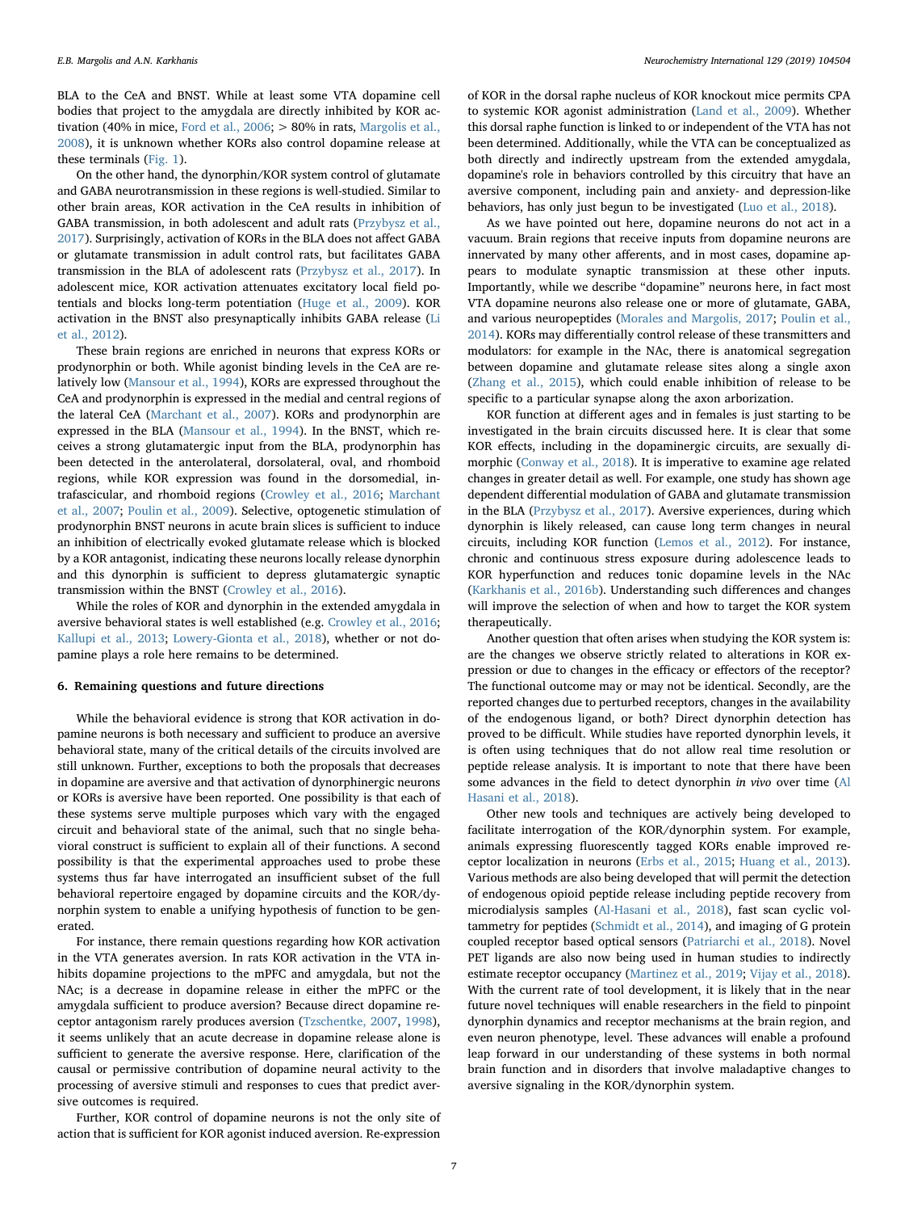BLA to the CeA and BNST. While at least some VTA dopamine cell bodies that project to the amygdala are directly inhibited by KOR activation (40% in mice, Ford et al., 2006; > 80% in rats, Margolis et al., 2008), it is unknown whether KORs also control dopamine release at these terminals (Fig. 1).

On the other hand, the dynorphin/KOR system control of glutamate and GABA neurotransmission in these regions is well-studied. Similar to other brain areas, KOR activation in the CeA results in inhibition of GABA transmission, in both adolescent and adult rats (Przybysz et al., 2017). Surprisingly, activation of KORs in the BLA does not affect GABA or glutamate transmission in adult control rats, but facilitates GABA transmission in the BLA of adolescent rats (Przybysz et al., 2017). In adolescent mice, KOR activation attenuates excitatory local field potentials and blocks long-term potentiation (Huge et al., 2009). KOR activation in the BNST also presynaptically inhibits GABA release (Li et al., 2012).

These brain regions are enriched in neurons that express KORs or prodynorphin or both. While agonist binding levels in the CeA are relatively low (Mansour et al., 1994), KORs are expressed throughout the CeA and prodynorphin is expressed in the medial and central regions of the lateral CeA (Marchant et al., 2007). KORs and prodynorphin are expressed in the BLA (Mansour et al., 1994). In the BNST, which receives a strong glutamatergic input from the BLA, prodynorphin has been detected in the anterolateral, dorsolateral, oval, and rhomboid regions, while KOR expression was found in the dorsomedial, intrafascicular, and rhomboid regions (Crowley et al., 2016; Marchant et al., 2007; Poulin et al., 2009). Selective, optogenetic stimulation of prodynorphin BNST neurons in acute brain slices is sufficient to induce an inhibition of electrically evoked glutamate release which is blocked by a KOR antagonist, indicating these neurons locally release dynorphin and this dynorphin is sufficient to depress glutamatergic synaptic transmission within the BNST (Crowley et al., 2016).

While the roles of KOR and dynorphin in the extended amygdala in aversive behavioral states is well established (e.g. Crowley et al., 2016; Kallupi et al., 2013; Lowery-Gionta et al., 2018), whether or not dopamine plays a role here remains to be determined.

## 6. Remaining questions and future directions

While the behavioral evidence is strong that KOR activation in dopamine neurons is both necessary and sufficient to produce an aversive behavioral state, many of the critical details of the circuits involved are still unknown. Further, exceptions to both the proposals that decreases in dopamine are aversive and that activation of dynorphinergic neurons or KORs is aversive have been reported. One possibility is that each of these systems serve multiple purposes which vary with the engaged circuit and behavioral state of the animal, such that no single behavioral construct is sufficient to explain all of their functions. A second possibility is that the experimental approaches used to probe these systems thus far have interrogated an insufficient subset of the full behavioral repertoire engaged by dopamine circuits and the KOR/dynorphin system to enable a unifying hypothesis of function to be generated.

For instance, there remain questions regarding how KOR activation in the VTA generates aversion. In rats KOR activation in the VTA inhibits dopamine projections to the mPFC and amygdala, but not the NAc; is a decrease in dopamine release in either the mPFC or the amygdala sufficient to produce aversion? Because direct dopamine receptor antagonism rarely produces aversion (Tzschentke, 2007, 1998), it seems unlikely that an acute decrease in dopamine release alone is sufficient to generate the aversive response. Here, clarification of the causal or permissive contribution of dopamine neural activity to the processing of aversive stimuli and responses to cues that predict aversive outcomes is required.

Further, KOR control of dopamine neurons is not the only site of action that is sufficient for KOR agonist induced aversion. Re-expression of KOR in the dorsal raphe nucleus of KOR knockout mice permits CPA to systemic KOR agonist administration (Land et al., 2009). Whether this dorsal raphe function is linked to or independent of the VTA has not been determined. Additionally, while the VTA can be conceptualized as both directly and indirectly upstream from the extended amygdala, dopamine's role in behaviors controlled by this circuitry that have an aversive component, including pain and anxiety- and depression-like behaviors, has only just begun to be investigated (Luo et al., 2018).

As we have pointed out here, dopamine neurons do not act in a vacuum. Brain regions that receive inputs from dopamine neurons are innervated by many other afferents, and in most cases, dopamine appears to modulate synaptic transmission at these other inputs. Importantly, while we describe "dopamine" neurons here, in fact most VTA dopamine neurons also release one or more of glutamate, GABA, and various neuropeptides (Morales and Margolis, 2017; Poulin et al., 2014). KORs may differentially control release of these transmitters and modulators: for example in the NAc, there is anatomical segregation between dopamine and glutamate release sites along a single axon (Zhang et al., 2015), which could enable inhibition of release to be specific to a particular synapse along the axon arborization.

KOR function at different ages and in females is just starting to be investigated in the brain circuits discussed here. It is clear that some KOR effects, including in the dopaminergic circuits, are sexually dimorphic (Conway et al., 2018). It is imperative to examine age related changes in greater detail as well. For example, one study has shown age dependent differential modulation of GABA and glutamate transmission in the BLA (Przybysz et al., 2017). Aversive experiences, during which dynorphin is likely released, can cause long term changes in neural circuits, including KOR function (Lemos et al., 2012). For instance, chronic and continuous stress exposure during adolescence leads to KOR hyperfunction and reduces tonic dopamine levels in the NAc (Karkhanis et al., 2016b). Understanding such differences and changes will improve the selection of when and how to target the KOR system therapeutically.

Another question that often arises when studying the KOR system is: are the changes we observe strictly related to alterations in KOR expression or due to changes in the efficacy or effectors of the receptor? The functional outcome may or may not be identical. Secondly, are the reported changes due to perturbed receptors, changes in the availability of the endogenous ligand, or both? Direct dynorphin detection has proved to be difficult. While studies have reported dynorphin levels, it is often using techniques that do not allow real time resolution or peptide release analysis. It is important to note that there have been some advances in the field to detect dynorphin *in vivo* over time (Al Hasani et al., 2018).

Other new tools and techniques are actively being developed to facilitate interrogation of the KOR/dynorphin system. For example, animals expressing fluorescently tagged KORs enable improved receptor localization in neurons (Erbs et al., 2015; Huang et al., 2013). Various methods are also being developed that will permit the detection of endogenous opioid peptide release including peptide recovery from microdialysis samples (Al-Hasani et al., 2018), fast scan cyclic voltammetry for peptides (Schmidt et al., 2014), and imaging of G protein coupled receptor based optical sensors (Patriarchi et al., 2018). Novel PET ligands are also now being used in human studies to indirectly estimate receptor occupancy (Martinez et al., 2019; Vijay et al., 2018). With the current rate of tool development, it is likely that in the near future novel techniques will enable researchers in the field to pinpoint dynorphin dynamics and receptor mechanisms at the brain region, and even neuron phenotype, level. These advances will enable a profound leap forward in our understanding of these systems in both normal brain function and in disorders that involve maladaptive changes to aversive signaling in the KOR/dynorphin system.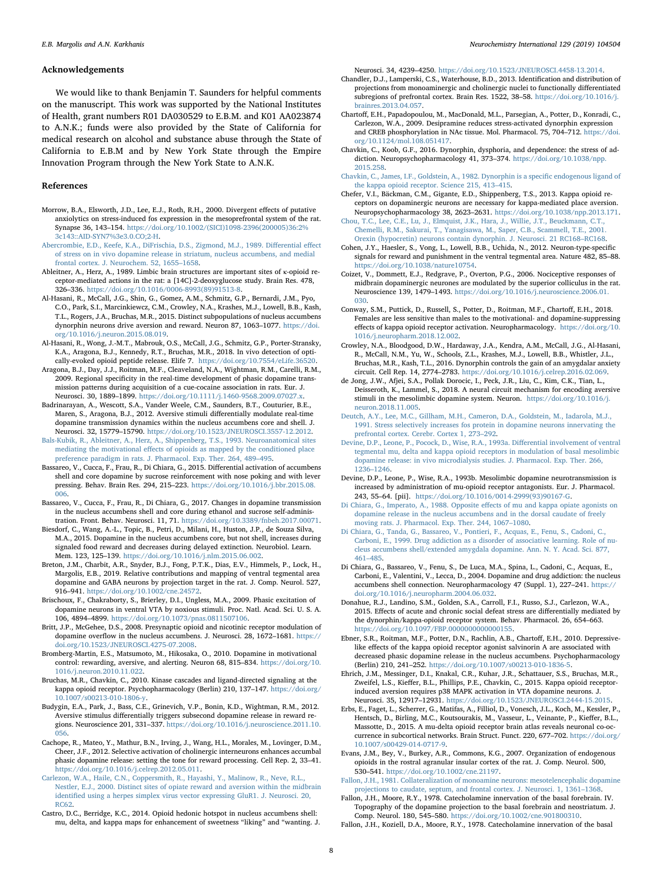## Acknowledgements

We would like to thank Benjamin T. Saunders for helpful comments on the manuscript. This work was supported by the National Institutes of Health, grant numbers R01 DA030529 to E.B.M. and K01 AA023874 to A.N.K.; funds were also provided by the State of California for medical research on alcohol and substance abuse through the State of California to E.B.M and by New York State through the Empire Innovation Program through the New York State to A.N.K.

## References

Morrow, B.A., Elsworth, J.D., Lee, E.J., Roth, R.H., 2000. Divergent effects of putative anxiolytics on stress-induced fos expression in the mesoprefrontal system of the rat. Synapse 36, 143–154. https://doi.org/10.1002/(SICI)1098-2396(200005)36:2%3c143::AID-SYN7%3e3.0.CO;2-H.

Abercrombie, E.D., Keefe, K.A., DiFrischia, D.S., Zigmond, M.J., 1989. Differential effect of stress on in vivo dopamine release in striatum, nucleus accumbens, and medial frontal cortex. J. Neurochem. 52, 1655–1658.

Ableitner, A., Herz, A., 1989. Limbic brain structures are important sites of κ-opioid receptor-mediated actions in the rat: a [14C]-2-deoxyglucose study. Brain Res. 478, 326–336. https://doi.org/10.1016/0006-8993(89)91513-8.

Al-Hasani, R., McCall, J.G., Shin, G., Gomez, A.M., Schmitz, G.P., Bernardi, J.M., Pyo, C.O., Park, S.I., Marcinkiewcz, C.M., Crowley, N.A., Krashes, M.J., Lowell, B.B., Kash, T.L., Rogers, J.A., Bruchas, M.R., 2015. Distinct subpopulations of nucleus accumbens dynorphin neurons drive aversion and reward. Neuron 87, 1063–1077. https://doi.org/10.1016/j.neuron.2015.08.019.

Al-Hasani, R., Wong, J.-M.T., Mabrouk, O.S., McCall, J.G., Schmitz, G.P., Porter-Stransky, K.A., Aragona, B.J., Kennedy, R.T., Bruchas, M.R., 2018. In vivo detection of optically-evoked opioid peptide release. Elife 7. https://doi.org/10.7554/eLife.36520.

Aragona, B.J., Day, J.J., Roitman, M.F., Cleaveland, N.A., Wightman, R.M., Carelli, R.M., 2009. Regional specificity in the real-time development of phasic dopamine transmission patterns during acquisition of a cue-cocaine association in rats. Eur. J. Neurosci. 30, 1889–1899. https://doi.org/10.1111/j.1460-9568.2009.07027.x.

Badrinarayan, A., Wescott, S.A., Vander Weele, C.M., Saunders, B.T., Couturier, B.E., Maren, S., Aragona, B.J., 2012. Aversive stimuli differentially modulate real-time dopamine transmission dynamics within the nucleus accumbens core and shell. J. Neurosci. 32, 15779–15790. https://doi.org/10.1523/JNEUROSCI.3557-12.2012.

Bals-Kubik, R., Ableitner, A., Herz, A., Shippenberg, T.S., 1993. Neuroanatomical sites mediating the motivational effects of opioids as mapped by the conditioned place preference paradigm in rats. J. Pharmacol. Exp. Ther. 264, 489–495.

Bassareo, V., Cucca, F., Frau, R., Di Chiara, G., 2015. Differential activation of accumbens shell and core dopamine by sucrose reinforcement with nose poking and with lever pressing. Behav. Brain Res. 294, 215–223. https://doi.org/10.1016/j.bbr.2015.08.006.

Bassareo, V., Cucca, F., Frau, R., Di Chiara, G., 2017. Changes in dopamine transmission in the nucleus accumbens shell and core during ethanol and sucrose self-administration. Front. Behav. Neurosci. 11, 71. https://doi.org/10.3389/fnbeh.2017.00071.

Biesdorf, C., Wang, A.-L., Topic, B., Petri, D., Milani, H., Huston, J.P., de Souza Silva, M.A., 2015. Dopamine in the nucleus accumbens core, but not shell, increases during signaled food reward and decreases during delayed extinction. Neurobiol. Learn. Mem. 123, 125–139. https://doi.org/10.1016/j.nlm.2015.06.002.

Breton, J.M., Charbit, A.R., Snyder, B.J., Fong, P.T.K., Dias, E.V., Himmels, P., Lock, H., Margolis, E.B., 2019. Relative contributions and mapping of ventral tegmental area dopamine and GABA neurons by projection target in the rat. J. Comp. Neurol. 527, 916–941. https://doi.org/10.1002/cne.24572.

Brischoux, F., Chakraborty, S., Brierley, D.I., Ungless, M.A., 2009. Phasic excitation of dopamine neurons in ventral VTA by noxious stimuli. Proc. Natl. Acad. Sci. U. S. A. 106, 4894–4899. https://doi.org/10.1073/pnas.0811507106.

Britt, J.P., McGehee, D.S., 2008. Presynaptic opioid and nicotinic receptor modulation of dopamine overflow in the nucleus accumbens. J. Neurosci. 28, 1672–1681. https://doi.org/10.1523/JNEUROSCI.4275-07.2008.

Bromberg-Martin, E.S., Matsumoto, M., Hikosaka, O., 2010. Dopamine in motivational control: rewarding, aversive, and alerting. Neuron 68, 815–834. https://doi.org/10.1016/j.neuron.2010.11.022.

Bruchas, M.R., Chavkin, C., 2010. Kinase cascades and ligand-directed signaling at the kappa opioid receptor. Psychopharmacology (Berlin) 210, 137–147. https://doi.org/10.1007/s00213-010-1806-y.

Budygin, E.A., Park, J., Bass, C.E., Grinevich, V.P., Bonin, K.D., Wightman, R.M., 2012. Aversive stimulus differentially triggers subsecond dopamine release in reward regions. Neuroscience 201, 331–337. https://doi.org/10.1016/j.neuroscience.2011.10.056.

Cachope, R., Mateo, Y., Mathur, B.N., Irving, J., Wang, H.L., Morales, M., Lovinger, D.M., Cheer, J.F., 2012. Selective activation of cholinergic interneurons enhances accumbal phasic dopamine release: setting the tone for reward processing. Cell Rep. 2, 33–41. https://doi.org/10.1016/j.celrep.2012.05.011.

Carlezon, W.A., Haile, C.N., Coppersmith, R., Hayashi, Y., Malinow, R., Neve, R.L., Nestler, E.J., 2000. Distinct sites of opiate reward and aversion within the midbrain identified using a herpes simplex virus vector expressing GluR1. J. Neurosci. 20, RC62.

Castro, D.C., Berridge, K.C., 2014. Opioid hedonic hotspot in nucleus accumbens shell: mu, delta, and kappa maps for enhancement of sweetness "liking" and "wanting. J. Neurosci. 34, 4239–4250. https://doi.org/10.1523/JNEUROSCI.4458-13.2014.

Chandler, D.J., Lamperski, C.S., Waterhouse, B.D., 2013. Identification and distribution of projections from monoaminergic and cholinergic nuclei to functionally differentiated subregions of prefrontal cortex. Brain Res. 1522, 38–58. https://doi.org/10.1016/j.brainres.2013.04.057.

Chartoff, E.H., Papadopoulou, M., MacDonald, M.L., Parsegian, A., Potter, D., Konradi, C., Carlezon, W.A., 2009. Desipramine reduces stress-activated dynorphin expression and CREB phosphorylation in NAc tissue. Mol. Pharmacol. 75, 704–712. https://doi.org/10.1124/mol.108.051417.

Chavkin, C., Koob, G.F., 2016. Dynorphin, dysphoria, and dependence: the stress of addiction. Neuropsychopharmacology 41, 373–374. https://doi.org/10.1038/npp.2015.258.

Chavkin, C., James, I.F., Goldstein, A., 1982. Dynorphin is a specific endogenous ligand of the kappa opioid receptor. Science 215, 413–415.

Chefer, V.I., Bäckman, C.M., Gigante, E.D., Shippenberg, T.S., 2013. Kappa opioid receptors on dopaminergic neurons are necessary for kappa-mediated place aversion. Neuropsychopharmacology 38, 2623–2631. https://doi.org/10.1038/npp.2013.171.

Chou, T.C., Lee, C.E., Lu, J., Elmquist, J.K., Hara, J., Willie, J.T., Beuckmann, C.T., Chemelli, R.M., Sakurai, T., Yanagisawa, M., Saper, C.B., Scammell, T.E., 2001. Orexin (hypocretin) neurons contain dynorphin. J. Neurosci. 21 RC168–RC168.

Cohen, J.Y., Haesler, S., Vong, L., Lowell, B.B., Uchida, N., 2012. Neuron-type-specific signals for reward and punishment in the ventral tegmental area. Nature 482, 85–88. https://doi.org/10.1038/nature10754.

Coizet, V., Dommett, E.J., Redgrave, P., Overton, P.G., 2006. Nociceptive responses of midbrain dopaminergic neurones are modulated by the superior colliculus in the rat. Neuroscience 139, 1479–1493. https://doi.org/10.1016/j.neuroscience.2006.01.030.

Conway, S.M., Puttick, D., Russell, S., Potter, D., Roitman, M.F., Chartoff, E.H., 2018. Females are less sensitive than males to the motivational- and dopamine-suppressing effects of kappa opioid receptor activation. Neuropharmacology. https://doi.org/10.1016/j.neuropharm.2018.12.002.

Crowley, N.A., Bloodgood, D.W., Hardaway, J.A., Kendra, A.M., McCall, J.G., Al-Hasani, R., McCall, N.M., Yu, W., Schools, Z.L., Krashes, M.J., Lowell, B.B., Whistler, J.L., Bruchas, M.R., Kash, T.L., 2016. Dynorphin controls the gain of an amygdalar anxiety circuit. Cell Rep. 14, 2774–2783. https://doi.org/10.1016/j.celrep.2016.02.069.

de Jong, J.W., Afjei, S.A., Pollak Dorocic, I., Peck, J.R., Liu, C., Kim, C.K., Tian, L., Deisseroth, K., Lammel, S., 2018. A neural circuit mechanism for encoding aversive stimuli in the mesolimbic dopamine system. Neuron. https://doi.org/10.1016/j.neuron.2018.11.005.

Deutch, A.Y., Lee, M.C., Gillham, M.H., Cameron, D.A., Goldstein, M., Iadarola, M.J., 1991. Stress selectively increases fos protein in dopamine neurons innervating the prefrontal cortex. Cerebr. Cortex 1, 273–292.

Devine, D.P., Leone, P., Pocock, D., Wise, R.A., 1993a. Differential involvement of ventral tegmental mu, delta and kappa opioid receptors in modulation of basal mesolimbic dopamine release: in vivo microdialysis studies. J. Pharmacol. Exp. Ther. 266, 1236–1246.

Devine, D.P., Leone, P., Wise, R.A., 1993b. Mesolimbic dopamine neurotransmission is increased by administration of mu-opioid receptor antagonists. Eur. J. Pharmacol. 243, 55–64. [pii]. https://doi.org/10.1016/0014-2999(93)90167-G.

Di Chiara, G., Imperato, A., 1988. Opposite effects of mu and kappa opiate agonists on dopamine release in the nucleus accumbens and in the dorsal caudate of freely moving rats. J. Pharmacol. Exp. Ther. 244, 1067–1080.

Di Chiara, G., Tanda, G., Bassareo, V., Pontieri, F., Acquas, E., Fenu, S., Cadoni, C., Carboni, E., 1999. Drug addiction as a disorder of associative learning. Role of nucleus accumbens shell/extended amygdala dopamine. Ann. N. Y. Acad. Sci. 877, 461–485.

Di Chiara, G., Bassareo, V., Fenu, S., De Luca, M.A., Spina, L., Cadoni, C., Acquas, E., Carboni, E., Valentini, V., Lecca, D., 2004. Dopamine and drug addiction: the nucleus accumbens shell connection. Neuropharmacology 47 (Suppl. 1), 227–241. https://doi.org/10.1016/j.neuropharm.2004.06.032.

Donahue, R.J., Landino, S.M., Golden, S.A., Carroll, F.I., Russo, S.J., Carlezon, W.A., 2015. Effects of acute and chronic social defeat stress are differentially mediated by the dynorphin/kappa-opioid receptor system. Behav. Pharmacol. 26, 654–663. https://doi.org/10.1097/FBP.0000000000000155.

Ebner, S.R., Roitman, M.F., Potter, D.N., Rachlin, A.B., Chartoff, E.H., 2010. Depressive-like effects of the kappa opioid receptor agonist salvinorin A are associated with decreased phasic dopamine release in the nucleus accumbens. Psychopharmacology (Berlin) 210, 241–252. https://doi.org/10.1007/s00213-010-1836-5.

Ehrich, J.M., Messinger, D.I., Knakal, C.R., Kuhar, J.R., Schattauer, S.S., Bruchas, M.R., Zweifel, L.S., Kieffer, B.L., Phillips, P.E., Chavkin, C., 2015. Kappa opioid receptor-induced aversion requires p38 MAPK activation in VTA dopamine neurons. J. Neurosci. 35, 12917–12931. https://doi.org/10.1523/JNEUROSCI.2444-15.2015.

Erbs, E., Faget, L., Scherrer, G., Matifas, A., Filliol, D., Vonesch, J.L., Koch, M., Kessler, P., Hentsch, D., Birling, M.C., Koutsourakis, M., Vasseur, L., Veinante, P., Kieffer, B.L., Massotte, D., 2015. A mu-delta opioid receptor brain atlas reveals neuronal co-occurrence in subcortical networks. Brain Struct. Funct. 220, 677–702. https://doi.org/10.1007/s00429-014-0717-9.

Evans, J.M., Bey, V., Burkey, A.R., Commons, K.G., 2007. Organization of endogenous opioids in the rostral agranular insular cortex of the rat. J. Comp. Neurol. 500, 530–541. https://doi.org/10.1002/cne.21197.

Fallon, J.H., 1981. Collateralization of monoamine neurons: mesotelencephalic dopamine projections to caudate, septum, and frontal cortex. J. Neurosci. 1, 1361–1368.

Fallon, J.H., Moore, R.Y., 1978. Catecholamine innervation of the basal forebrain. IV. Topography of the dopamine projection to the basal forebrain and neostriatum. J. Comp. Neurol. 180, 545–580. https://doi.org/10.1002/cne.901800310.

Fallon, J.H., Koziell, D.A., Moore, R.Y., 1978. Catecholamine innervation of the basal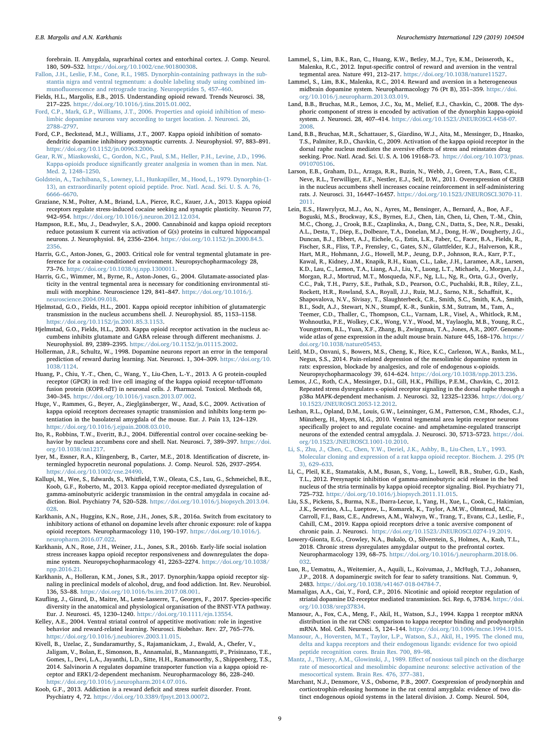forebrain. II. Amygdala, suprarhinal cortex and entorhinal cortex. J. Comp. Neurol. 180, 509–532. https://doi.org/10.1002/cne.901800308.

Fallon, J.H., Leslie, F.M., Cone, R.I., 1985. Dynorphin-containing pathways in the substantia nigra and ventral tegmentum: a double labeling study using combined immunofluorescence and retrograde tracing. Neuropeptides 5, 457–460.

Fields, H.L., Margolis, E.B., 2015. Understanding opioid reward. Trends Neurosci. 38, 217–225. https://doi.org/10.1016/j.tins.2015.01.002.

Ford, C.P., Mark, G.P., Williams, J.T., 2006. Properties and opioid inhibition of mesolimbic dopamine neurons vary according to target location. J. Neurosci. 26, 2788–2797.

Ford, C.P., Beckstead, M.J., Williams, J.T., 2007. Kappa opioid inhibition of somatodendritic dopamine inhibitory postsynaptic currents. J. Neurophysiol. 97, 883–891. https://doi.org/10.1152/jn.00963.2006.

Gear, R.W., Miaskowski, C., Gordon, N.C., Paul, S.M., Heller, P.H., Levine, J.D., 1996. Kappa-opioids produce significantly greater analgesia in women than in men. Nat. Med. 2, 1248–1250.

Goldstein, A., Tachibana, S., Lowney, L.I., Hunkapiller, M., Hood, L., 1979. Dynorphin-(1-13), an extraordinarily potent opioid peptide. Proc. Natl. Acad. Sci. U. S. A. 76, 6666–6670.

Graziane, N.M., Polter, A.M., Briand, L.A., Pierce, R.C., Kauer, J.A., 2013. Kappa opioid receptors regulate stress-induced cocaine seeking and synaptic plasticity. Neuron 77, 942–954. https://doi.org/10.1016/j.neuron.2012.12.034.

Hampson, R.E., Mu, J., Deadwyler, S.A., 2000. Cannabinoid and kappa opioid receptors reduce potassium K current via activation of G(s) proteins in cultured hippocampal neurons. J. Neurophysiol. 84, 2356–2364. https://doi.org/10.1152/jn.2000.84.5.2356.

Harris, G.C., Aston-Jones, G., 2003. Critical role for ventral tegmental glutamate in preference for a cocaine-conditioned environment. Neuropsychopharmacology 28, 73–76. https://doi.org/10.1038/sj.npp.1300011.

Harris, G.C., Wimmer, M., Byrne, R., Aston-Jones, G., 2004. Glutamate-associated plasticity in the ventral tegmental area is necessary for conditioning environmental stimuli with morphine. Neuroscience 129, 841–847. https://doi.org/10.1016/j.neuroscience.2004.09.018.

Hjelmstad, G.O., Fields, H.L., 2001. Kappa opioid receptor inhibition of glutamatergic transmission in the nucleus accumbens shell. J. Neurophysiol. 85, 1153–1158. https://doi.org/10.1152/jn.2001.85.3.1153.

Hjelmstad, G.O., Fields, H.L., 2003. Kappa opioid receptor activation in the nucleus accumbens inhibits glutamate and GABA release through different mechanisms. J. Neurophysiol. 89, 2389–2395. https://doi.org/10.1152/jn.01115.2002.

Hollerman, J.R., Schultz, W., 1998. Dopamine neurons report an error in the temporal prediction of reward during learning. Nat. Neurosci. 1, 304–309. https://doi.org/10.1038/1124.

Huang, P., Chiu, Y.-T., Chen, C., Wang, Y., Liu-Chen, L.-Y., 2013. A G protein-coupled receptor (GPCR) in red: live cell imaging of the kappa opioid receptor-tdTomato fusion protein (KOPR-tdT) in neuronal cells. J. Pharmacol. Toxicol. Methods 68, 340–345. https://doi.org/10.1016/j.vascn.2013.07.002.

Huge, V., Rammes, G., Beyer, A., Zieglgänsberger, W., Azad, S.C., 2009. Activation of kappa opioid receptors decreases synaptic transmission and inhibits long-term potentiation in the basolateral amygdala of the mouse. Eur. J. Pain 13, 124–129. https://doi.org/10.1016/j.ejpain.2008.03.010.

Ito, R., Robbins, T.W., Everitt, B.J., 2004. Differential control over cocaine-seeking behavior by nucleus accumbens core and shell. Nat. Neurosci. 7, 389–397. https://doi.org/10.1038/nn1217.

Iyer, M., Essner, R.A., Klingenberg, B., Carter, M.E., 2018. Identification of discrete, intermingled hypocretin neuronal populations. J. Comp. Neurol. 526, 2937–2954. https://doi.org/10.1002/cne.24490.

Kallupi, M., Wee, S., Edwards, S., Whitfield, T.W., Oleata, C.S., Luu, G., Schmeichel, B.E., Koob, G.F., Roberto, M., 2013. Kappa opioid receptor-mediated dysregulation of gamma-aminobutyric acidergic transmission in the central amygdala in cocaine addiction. Biol. Psychiatry 74, 520–528. https://doi.org/10.1016/j.biopsych.2013.04.028.

Karkhanis, A.N., Huggins, K.N., Rose, J.H., Jones, S.R., 2016a. Switch from excitatory to inhibitory actions of ethanol on dopamine levels after chronic exposure: role of kappa opioid receptors. Neuropharmacology 110, 190–197. https://doi.org/10.1016/j.neuropharm.2016.07.022.

Karkhanis, A.N., Rose, J.H., Weiner, J.L., Jones, S.R., 2016b. Early-life social isolation stress increases kappa opioid receptor responsiveness and downregulates the dopamine system. Neuropsychopharmacology 41, 2263–2274. https://doi.org/10.1038/npp.2016.21.

Karkhanis, A., Holleran, K.M., Jones, S.R., 2017. Dynorphin/kappa opioid receptor signaling in preclinical models of alcohol, drug, and food addiction. Int. Rev. Neurobiol. 136, 53–88. https://doi.org/10.1016/bs.irn.2017.08.001.

Kaufling, J., Girard, D., Maitre, M., Leste-Lasserre, T., Georges, F., 2017. Species-specific diversity in the anatomical and physiological organisation of the BNST-VTA pathway. Eur. J. Neurosci. 45, 1230–1240. https://doi.org/10.1111/ejn.13554.

Kelley, A.E., 2004. Ventral striatal control of appetitive motivation: role in ingestive behavior and reward-related learning. Neurosci. Biobehav. Rev. 27, 765–776. https://doi.org/10.1016/j.neubiorev.2003.11.015.

Kivell, B., Uzelac, Z., Sundaramurthy, S., Rajamanickam, J., Ewald, A., Chefer, V., Jaligam, V., Bolan, E., Simonson, B., Annamalai, B., Mannangatti, P., Prisinzano, T.E., Gomes, I., Devi, L.A., Jayanthi, L.D., Sitte, H.H., Ramamoorthy, S., Shippenberg, T.S., 2014. Salvinorin A regulates dopamine transporter function via a kappa opioid receptor and ERK1/2-dependent mechanism. Neuropharmacology 86, 228–240. https://doi.org/10.1016/j.neuropharm.2014.07.016.

Koob, G.F., 2013. Addiction is a reward deficit and stress surfeit disorder. Front. Psychiatry 4, 72. https://doi.org/10.3389/fpsyt.2013.00072.

Lammel, S., Lim, B.K., Ran, C., Huang, K.W., Betley, M.J., Tye, K.M., Deisseroth, K., Malenka, R.C., 2012. Input-specific control of reward and aversion in the ventral tegmental area. Nature 491, 212–217. https://doi.org/10.1038/nature11527.

Lammel, S., Lim, B.K., Malenka, R.C., 2014. Reward and aversion in a heterogeneous midbrain dopamine system. Neuropharmacology 76 (Pt B), 351–359. https://doi.org/10.1016/j.neuropharm.2013.03.019.

Land, B.B., Bruchas, M.R., Lemos, J.C., Xu, M., Melief, E.J., Chavkin, C., 2008. The dysphoric component of stress is encoded by activation of the dynorphin kappa-opioid system. J. Neurosci. 28, 407–414. https://doi.org/10.1523/JNEUROSCI.4458-07.2008.

Land, B.B., Bruchas, M.R., Schattauer, S., Giardino, W.J., Aita, M., Messinger, D., Hnasko, T.S., Palmiter, R.D., Chavkin, C., 2009. Activation of the kappa opioid receptor in the dorsal raphe nucleus mediates the aversive effects of stress and reinstates drug seeking. Proc. Natl. Acad. Sci. U. S. A. 106 19168–73. https://doi.org/10.1073/pnas.0910705106.

Larson, E.B., Graham, D.L., Arzaga, R.R., Buzin, N., Webb, J., Green, T.A., Bass, C.E., Neve, R.L., Terwilliger, E.F., Nestler, E.J., Self, D.W., 2011. Overexpression of CREB in the nucleus accumbens shell increases cocaine reinforcement in self-administering rats. J. Neurosci. 31, 16447–16457. https://doi.org/10.1523/JNEUROSCI.3070-11.2011.

Lein, E.S., Hawrylycz, M.J., Ao, N., Ayres, M., Bensinger, A., Bernard, A., Boe, A.F., Boguski, M.S., Brockway, K.S., Byrnes, E.J., Chen, Lin, Chen, Li, Chen, T.-M., Chin, M.C., Chong, J., Crook, B.E., Czaplinska, A., Dang, C.N., Datta, S., Dee, N.R., Desaki, A.L., Desta, T., Diep, E., Dolbeare, T.A., Donelan, M.J., Dong, H.-W., Dougherty, J.G., Duncan, B.J., Ebbert, A.J., Eichele, G., Estin, L.K., Faber, C., Facer, B.A., Fields, R., Fischer, S.R., Fliss, T.P., Frensley, C., Gates, S.N., Glattfelder, K.J., Halverson, K.R., Hart, M.R., Hohmann, J.G., Howell, M.P., Jeung, D.P., Johnson, R.A., Karr, P.T., Kawal, R., Kidney, J.M., Knapik, R.H., Kuan, C.L., Lake, J.H., Laramee, A.R., Larsen, K.D., Lau, C., Lemon, T.A., Liang, A.J., Liu, Y., Luong, L.T., Michaels, J., Morgan, J.J., Morgan, R.J., Mortrud, M.T., Mosqueda, N.F., Ng, L.L., Ng, R., Orta, G.J., Overly, C.C., Pak, T.H., Parry, S.E., Pathak, S.D., Pearson, O.C., Puchalski, R.B., Riley, Z.L., Rockett, H.R., Rowland, S.A., Royall, J.J., Ruiz, M.J., Sarno, N.R., Schaffnit, K., Shapovalova, N.V., Sivisay, T., Slaughterbeck, C.R., Smith, S.C., Smith, K.A., Smith, B.I., Sodt, A.J., Stewart, N.N., Stumpf, K.-R., Sunkin, S.M., Sutram, M., Tam, A., Teemer, C.D., Thaller, C., Thompson, C.L., Varnam, L.R., Visel, A., Whitlock, R.M., Wohnoutka, P.E., Wolkey, C.K., Wong, V.Y., Wood, M., Yaylaoglu, M.B., Young, R.C., Youngstrom, B.L., Yuan, X.F., Zhang, B., Zwingman, T.A., Jones, A.R., 2007. Genome-wide atlas of gene expression in the adult mouse brain. Nature 445, 168–176. https://doi.org/10.1038/nature05453.

Leitl, M.D., Onvani, S., Bowers, M.S., Cheng, K., Rice, K.C., Carlezon, W.A., Banks, M.L., Negus, S.S., 2014. Pain-related depression of the mesolimbic dopamine system in rats: expression, blockade by analgesics, and role of endogenous κ-opioids. Neuropsychopharmacology 39, 614–624. https://doi.org/10.1038/npp.2013.236.

Lemos, J.C., Roth, C.A., Messinger, D.I., Gill, H.K., Phillips, P.E.M., Chavkin, C., 2012. Repeated stress dysregulates κ-opioid receptor signaling in the dorsal raphe through a p38α MAPK-dependent mechanism. J. Neurosci. 32, 12325–12336. https://doi.org/10.1523/JNEUROSCI.2053-12.2012.

Leshan, R.L., Opland, D.M., Louis, G.W., Leinninger, G.M., Patterson, C.M., Rhodes, C.J., Münzberg, H., Myers, M.G., 2010. Ventral tegmental area leptin receptor neurons specifically project to and regulate cocaine- and amphetamine-regulated transcript neurons of the extended central amygdala. J. Neurosci. 30, 5713–5723. https://doi.org/10.1523/JNEUROSCI.1001-10.2010.

Li, S., Zhu, J., Chen, C., Chen, Y.W., Deriel, J.K., Ashby, B., Liu-Chen, L.Y., 1993. Molecular cloning and expression of a rat kappa opioid receptor. Biochem. J. 295 (Pt 3), 629–633.

Li, C., Pleil, K.E., Stamatakis, A.M., Busan, S., Vong, L., Lowell, B.B., Stuber, G.D., Kash, T.L., 2012. Presynaptic inhibition of gamma-aminobutyric acid release in the bed nucleus of the stria terminalis by kappa opioid receptor signaling. Biol. Psychiatry 71, 725–732. https://doi.org/10.1016/j.biopsych.2011.11.015.

Liu, S.S., Pickens, S., Burma, N.E., Ibarra-Lecue, I., Yang, H., Xue, L., Cook, C., Hakimian, J.K., Severino, A.L., Lueptow, L., Komarek, K., Taylor, A.M.W., Olmstead, M.C., Carroll, F.I., Bass, C.E., Andrews, A.M., Walwyn, W., Trang, T., Evans, C.J., Leslie, F., Cahill, C.M., 2019. Kappa opioid receptors drive a tonic aversive component of chronic pain. J. Neurosci. https://doi.org/10.1523/JNEUROSCI.0274-19.2019.

Lowery-Gionta, E.G., Crowley, N.A., Bukalo, O., Silverstein, S., Holmes, A., Kash, T.L., 2018. Chronic stress dysregulates amygdalar output to the prefrontal cortex. Neuropharmacology 139, 68–75. https://doi.org/10.1016/j.neuropharm.2018.06.032.

Luo, R., Uematsu, A., Weitemier, A., Aquili, L., Koivumaa, J., McHugh, T.J., Johansen, J.P., 2018. A dopaminergic switch for fear to safety transitions. Nat. Commun. 9, 2483. https://doi.org/10.1038/s41467-018-04784-7.

Mamaligas, A.A., Cai, Y., Ford, C.P., 2016. Nicotinic and opioid receptor regulation of striatal dopamine D2-receptor mediated transmission. Sci. Rep. 6, 37834. https://doi.org/10.1038/srep37834.

Mansour, A., Fox, C.A., Meng, F., Akil, H., Watson, S.J., 1994. Kappa 1 receptor mRNA distribution in the rat CNS: comparison to kappa receptor binding and prodynorphin mRNA. Mol. Cell. Neurosci. 5, 124–144. https://doi.org/10.1006/mcne.1994.1015.

Mansour, A., Hoversten, M.T., Taylor, L.P., Watson, S.J., Akil, H., 1995. The cloned mu, delta and kappa receptors and their endogenous ligands: evidence for two opioid peptide recognition cores. Brain Res. 700, 89–98.

Mantz, J., Thierry, A.M., Glowinski, J., 1989. Effect of noxious tail pinch on the discharge rate of mesocortical and mesolimbic dopamine neurons: selective activation of the mesocortical system. Brain Res. 476, 377–381.

Marchant, N.J., Densmore, V.S., Osborne, P.B., 2007. Coexpression of prodynorphin and corticotrophin-releasing hormone in the rat central amygdala: evidence of two distinct endogenous opioid systems in the lateral division. J. Comp. Neurol. 504,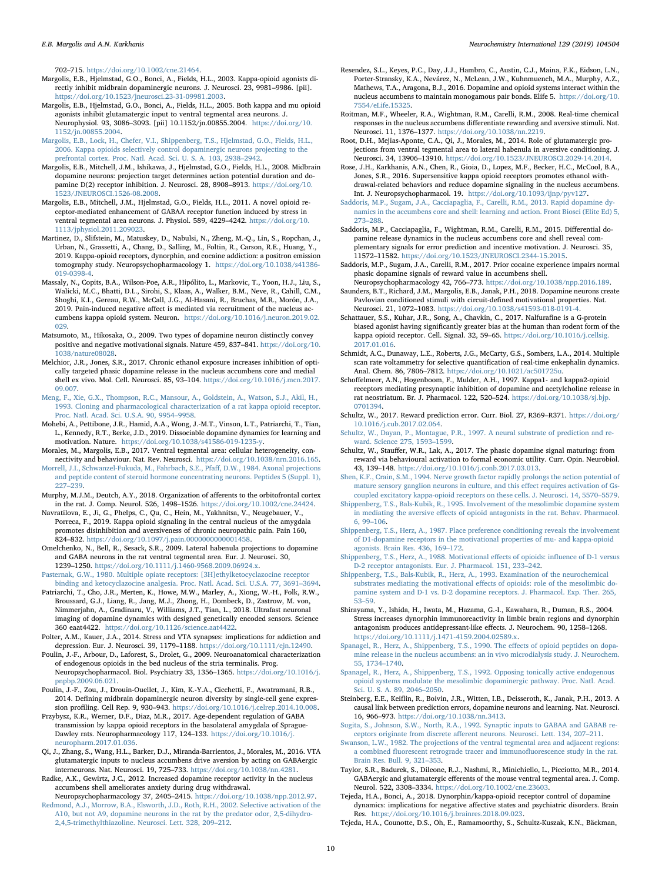702–715. https://doi.org/10.1002/cne.21464.

Margolis, E.B., Hjelmstad, G.O., Bonci, A., Fields, H.L., 2003. Kappa-opioid agonists directly inhibit midbrain dopaminergic neurons. J. Neurosci. 23, 9981–9986. [pii]. https://doi.org/10.1523/jneurosci.23-31-09981.2003.

Margolis, E.B., Hjelmstad, G.O., Bonci, A., Fields, H.L., 2005. Both kappa and mu opioid agonists inhibit glutamatergic input to ventral tegmental area neurons. J. Neurophysiol. 93, 3086–3093. [pii] 10.1152/jn.00855.2004. https://doi.org/10.1152/jn.00855.2004.

Margolis, E.B., Lock, H., Chefer, V.I., Shippenberg, T.S., Hjelmstad, G.O., Fields, H.L., 2006. Kappa opioids selectively control dopaminergic neurons projecting to the prefrontal cortex. Proc. Natl. Acad. Sci. U. S. A. 103, 2938–2942.

Margolis, E.B., Mitchell, J.M., Ishikawa, J., Hjelmstad, G.O., Fields, H.L., 2008. Midbrain dopamine neurons: projection target determines action potential duration and dopamine D(2) receptor inhibition. J. Neurosci. 28, 8908–8913. https://doi.org/10.1523/JNEUROSCI.1526-08.2008.

Margolis, E.B., Mitchell, J.M., Hjelmstad, G.O., Fields, H.L., 2011. A novel opioid receptor-mediated enhancement of GABAA receptor function induced by stress in ventral tegmental area neurons. J. Physiol. 589, 4229–4242. https://doi.org/10.1113/jphysiol.2011.209023.

Martinez, D., Slifstein, M., Matuskey, D., Nabulsi, N., Zheng, M.-Q., Lin, S., Ropchan, J., Urban, N., Grassetti, A., Chang, D., Salling, M., Foltin, R., Carson, R.E., Huang, Y., 2019. Kappa-opioid receptors, dynorphin, and cocaine addiction: a positron emission tomography study. Neuropsychopharmacol 1. https://doi.org/10.1038/s41386-019-0398-4.

Massaly, N., Copits, B.A., Wilson-Poe, A.R., Hipólito, L., Markovic, T., Yoon, H.J., Liu, S., Walicki, M.C., Bhatti, D.L., Sirohi, S., Klaas, A., Walker, B.M., Neve, R., Cahill, C.M., Shoghi, K.I., Gereau, R.W., McCall, J.G., Al-Hasani, R., Bruchas, M.R., Morón, J.A., 2019. Pain-induced negative affect is mediated via recruitment of the nucleus accumbens kappa opioid system. Neuron. https://doi.org/10.1016/j.neuron.2019.02.029.

Matsumoto, M., Hikosaka, O., 2009. Two types of dopamine neuron distinctly convey positive and negative motivational signals. Nature 459, 837–841. https://doi.org/10.1038/nature08028.

Melchior, J.R., Jones, S.R., 2017. Chronic ethanol exposure increases inhibition of optically targeted phasic dopamine release in the nucleus accumbens core and medial shell ex vivo. Mol. Cell. Neurosci. 85, 93–104. https://doi.org/10.1016/j.mcn.2017.09.007.

Meng, F., Xie, G.X., Thompson, R.C., Mansour, A., Goldstein, A., Watson, S.J., Akil, H., 1993. Cloning and pharmacological characterization of a rat kappa opioid receptor. Proc. Natl. Acad. Sci. U.S.A. 90, 9954–9958.

Mohebi, A., Pettibone, J.R., Hamid, A.A., Wong, J.-M.T., Vinson, L.T., Patriarchi, T., Tian, L., Kennedy, R.T., Berke, J.D., 2019. Dissociable dopamine dynamics for learning and motivation. Nature. https://doi.org/10.1038/s41586-019-1235-y.

Morales, M., Margolis, E.B., 2017. Ventral tegmental area: cellular heterogeneity, connectivity and behaviour. Nat. Rev. Neurosci. https://doi.org/10.1038/nrn.2016.165.

Morrell, J.I., Schwanzel-Fukuda, M., Fahrbach, S.E., Pfaff, D.W., 1984. Axonal projections and peptide content of steroid hormone concentrating neurons. Peptides 5 (Suppl. 1), 227–239.

Murphy, M.J.M., Deutch, A.Y., 2018. Organization of afferents to the orbitofrontal cortex in the rat. J. Comp. Neurol. 526, 1498–1526. https://doi.org/10.1002/cne.24424.

Navratilova, E., Ji, G., Phelps, C., Qu, C., Hein, M., Yakhnitsa, V., Neugebauer, V., Porreca, F., 2019. Kappa opioid signaling in the central nucleus of the amygdala promotes disinhibition and aversiveness of chronic neuropathic pain. Pain 160, 824–832. https://doi.org/10.1097/j.pain.0000000000001458.

Omelchenko, N., Bell, R., Sesack, S.R., 2009. Lateral habenula projections to dopamine and GABA neurons in the rat ventral tegmental area. Eur. J. Neurosci. 30, 1239–1250. https://doi.org/10.1111/j.1460-9568.2009.06924.x.

Pasternak, G.W., 1980. Multiple opiate receptors: [3H]ethylketocyclazocine receptor binding and ketocyclazocine analgesia. Proc. Natl. Acad. Sci. U.S.A. 77, 3691–3694.

Patriarchi, T., Cho, J.R., Merten, K., Howe, M.W., Marley, A., Xiong, W.-H., Folk, R.W., Broussard, G.J., Liang, R., Jang, M.J., Zhong, H., Dombeck, D., Zastrow, M. von, Nimmerjahn, A., Gradinaru, V., Williams, J.T., Tian, L., 2018. Ultrafast neuronal imaging of dopamine dynamics with designed genetically encoded sensors. Science 360 eaat4422. https://doi.org/10.1126/science.aat4422.

Polter, A.M., Kauer, J.A., 2014. Stress and VTA synapses: implications for addiction and depression. Eur. J. Neurosci. 39, 1179–1188. https://doi.org/10.1111/ejn.12490.

Poulin, J.-F., Arbour, D., Laforest, S., Drolet, G., 2009. Neuroanatomical characterization of endogenous opioids in the bed nucleus of the stria terminalis. Prog. Neuropsychopharmacol. Biol. Psychiatry 33, 1356–1365. https://doi.org/10.1016/j.pnpbp.2009.06.021.

Poulin, J.-F., Zou, J., Drouin-Ouellet, J., Kim, K.-Y.A., Cicchetti, F., Awatramani, R.B., 2014. Defining midbrain dopaminergic neuron diversity by single-cell gene expression profiling. Cell Rep. 9, 930–943. https://doi.org/10.1016/j.celrep.2014.10.008.

Przybysz, K.R., Werner, D.F., Diaz, M.R., 2017. Age-dependent regulation of GABA transmission by kappa opioid receptors in the basolateral amygdala of Sprague-Dawley rats. Neuropharmacology 117, 124–133. https://doi.org/10.1016/j.neuropharm.2017.01.036.

Qi, J., Zhang, S., Wang, H.L., Barker, D.J., Miranda-Barrientos, J., Morales, M., 2016. VTA glutamatergic inputs to nucleus accumbens drive aversion by acting on GABAergic interneurons. Nat. Neurosci. 19, 725–733. https://doi.org/10.1038/nn.4281.

Radke, A.K., Gewirtz, J.C., 2012. Increased dopamine receptor activity in the nucleus accumbens shell ameliorates anxiety during drug withdrawal. Neuropsychopharmacology 37, 2405–2415. https://doi.org/10.1038/npp.2012.97.

Redmond, A.J., Morrow, B.A., Elsworth, J.D., Roth, R.H., 2002. Selective activation of the A10, but not A9, dopamine neurons in the rat by the predator odor, 2,5-dihydro-2,4,5-trimethylthiazoline. Neurosci. Lett. 328, 209–212.

Resendez, S.L., Keyes, P.C., Day, J.J., Hambro, C., Austin, C.J., Maina, F.K., Eidson, L.N., Porter-Stransky, K.A., Nevárez, N., McLean, J.W., Kuhnmuench, M.A., Murphy, A.Z., Mathews, T.A., Aragona, B.J., 2016. Dopamine and opioid systems interact within the nucleus accumbens to maintain monogamous pair bonds. Elife 5. https://doi.org/10.7554/eLife.15325.

Roitman, M.F., Wheeler, R.A., Wightman, R.M., Carelli, R.M., 2008. Real-time chemical responses in the nucleus accumbens differentiate rewarding and aversive stimuli. Nat. Neurosci. 11, 1376–1377. https://doi.org/10.1038/nn.2219.

Root, D.H., Mejias-Aponte, C.A., Qi, J., Morales, M., 2014. Role of glutamatergic projections from ventral tegmental area to lateral habenula in aversive conditioning. J. Neurosci. 34, 13906–13910. https://doi.org/10.1523/JNEUROSCI.2029-14.2014.

Rose, J.H., Karkhanis, A.N., Chen, R., Gioia, D., Lopez, M.F., Becker, H.C., McCool, B.A., Jones, S.R., 2016. Supersensitive kappa opioid receptors promotes ethanol withdrawal-related behaviors and reduce dopamine signaling in the nucleus accumbens. Int. J. Neuropsychopharmacol. 19. https://doi.org/10.1093/ijnp/pyv127.

Saddoris, M.P., Sugam, J.A., Cacciapaglia, F., Carelli, R.M., 2013. Rapid dopamine dynamics in the accumbens core and shell: learning and action. Front Biosci (Elite Ed) 5, 273–288.

Saddoris, M.P., Cacciapaglia, F., Wightman, R.M., Carelli, R.M., 2015. Differential dopamine release dynamics in the nucleus accumbens core and shell reveal complementary signals for error prediction and incentive motivation. J. Neurosci. 35, 11572–11582. https://doi.org/10.1523/JNEUROSCI.2344-15.2015.

Saddoris, M.P., Sugam, J.A., Carelli, R.M., 2017. Prior cocaine experience impairs normal phasic dopamine signals of reward value in accumbens shell. Neuropsychopharmacology 42, 766–773. https://doi.org/10.1038/npp.2016.189.

Saunders, B.T., Richard, J.M., Margolis, E.B., Janak, P.H., 2018. Dopamine neurons create Pavlovian conditioned stimuli with circuit-defined motivational properties. Nat. Neurosci. 21, 1072–1083. https://doi.org/10.1038/s41593-018-0191-4.

Schattauer, S.S., Kuhar, J.R., Song, A., Chavkin, C., 2017. Nalfurafine is a G-protein biased agonist having significantly greater bias at the human than rodent form of the kappa opioid receptor. Cell. Signal. 32, 59–65. https://doi.org/10.1016/j.cellsig.2017.01.016.

Schmidt, A.C., Dunaway, L.E., Roberts, J.G., McCarty, G.S., Sombers, L.A., 2014. Multiple scan rate voltammetry for selective quantification of real-time enkephalin dynamics. Anal. Chem. 86, 7806–7812. https://doi.org/10.1021/ac501725u.

Schoffelmeer, A.N., Hogenboom, F., Mulder, A.H., 1997. Kappa1- and kappa2-opioid receptors mediating presynaptic inhibition of dopamine and acetylcholine release in rat neostriatum. Br. J. Pharmacol. 122, 520–524. https://doi.org/10.1038/sj.bjp.0701394.

Schultz, W., 2017. Reward prediction error. Curr. Biol. 27, R369–R371. https://doi.org/10.1016/j.cub.2017.02.064.

Schultz, W., Dayan, P., Montague, P.R., 1997. A neural substrate of prediction and reward. Science 275, 1593–1599.

Schultz, W., Stauffer, W.R., Lak, A., 2017. The phasic dopamine signal maturing: from reward via behavioural activation to formal economic utility. Curr. Opin. Neurobiol. 43, 139–148. https://doi.org/10.1016/j.conb.2017.03.013.

Shen, K.F., Crain, S.M., 1994. Nerve growth factor rapidly prolongs the action potential of mature sensory ganglion neurons in culture, and this effect requires activation of Gs-coupled excitatory kappa-opioid receptors on these cells. J. Neurosci. 14, 5570–5579.

Shippenberg, T.S., Bals-Kubik, R., 1995. Involvement of the mesolimbic dopamine system in mediating the aversive effects of opioid antagonists in the rat. Behav. Pharmacol. 6, 99–106.

Shippenberg, T.S., Herz, A., 1987. Place preference conditioning reveals the involvement of D1-dopamine receptors in the motivational properties of mu- and kappa-opioid agonists. Brain Res. 436, 169–172.

Shippenberg, T.S., Herz, A., 1988. Motivational effects of opioids: influence of D-1 versus D-2 receptor antagonists. Eur. J. Pharmacol. 151, 233–242.

Shippenberg, T.S., Bals-Kubik, R., Herz, A., 1993. Examination of the neurochemical substrates mediating the motivational effects of opioids: role of the mesolimbic dopamine system and D-1 vs. D-2 dopamine receptors. J. Pharmacol. Exp. Ther. 265, 53–59.

Shirayama, Y., Ishida, H., Iwata, M., Hazama, G.-I., Kawahara, R., Duman, R.S., 2004. Stress increases dynorphin immunoreactivity in limbic brain regions and dynorphin antagonism produces antidepressant-like effects. J. Neurochem. 90, 1258–1268. https://doi.org/10.1111/j.1471-4159.2004.02589.x.

Spanagel, R., Herz, A., Shippenberg, T.S., 1990. The effects of opioid peptides on dopamine release in the nucleus accumbens: an in vivo microdialysis study. J. Neurochem. 55, 1734–1740.

Spanagel, R., Herz, A., Shippenberg, T.S., 1992. Opposing tonically active endogenous opioid systems modulate the mesolimbic dopaminergic pathway. Proc. Natl. Acad. Sci. U. S. A. 89, 2046–2050.

Steinberg, E.E., Keiflin, R., Boivin, J.R., Witten, I.B., Deisseroth, K., Janak, P.H., 2013. A causal link between prediction errors, dopamine neurons and learning. Nat. Neurosci. 16, 966–973. https://doi.org/10.1038/nn.3413.

Sugita, S., Johnson, S.W., North, R.A., 1992. Synaptic inputs to GABAA and GABAB receptors originate from discrete afferent neurons. Neurosci. Lett. 134, 207–211.

Swanson, L.W., 1982. The projections of the ventral tegmental area and adjacent regions: a combined fluorescent retrograde tracer and immunofluorescence study in the rat. Brain Res. Bull. 9, 321–353.

Taylor, S.R., Badurek, S., Dileone, R.J., Nashmi, R., Minichiello, L., Picciotto, M.R., 2014. GABAergic and glutamatergic efferents of the mouse ventral tegmental area. J. Comp. Neurol. 522, 3308–3334. https://doi.org/10.1002/cne.23603.

Tejeda, H.A., Bonci, A., 2018. Dynorphin/kappa-opioid receptor control of dopamine dynamics: implications for negative affective states and psychiatric disorders. Brain Res. https://doi.org/10.1016/j.brainres.2018.09.023.

Tejeda, H.A., Counotte, D.S., Oh, E., Ramamoorthy, S., Schultz-Kuszak, K.N., Bäckman,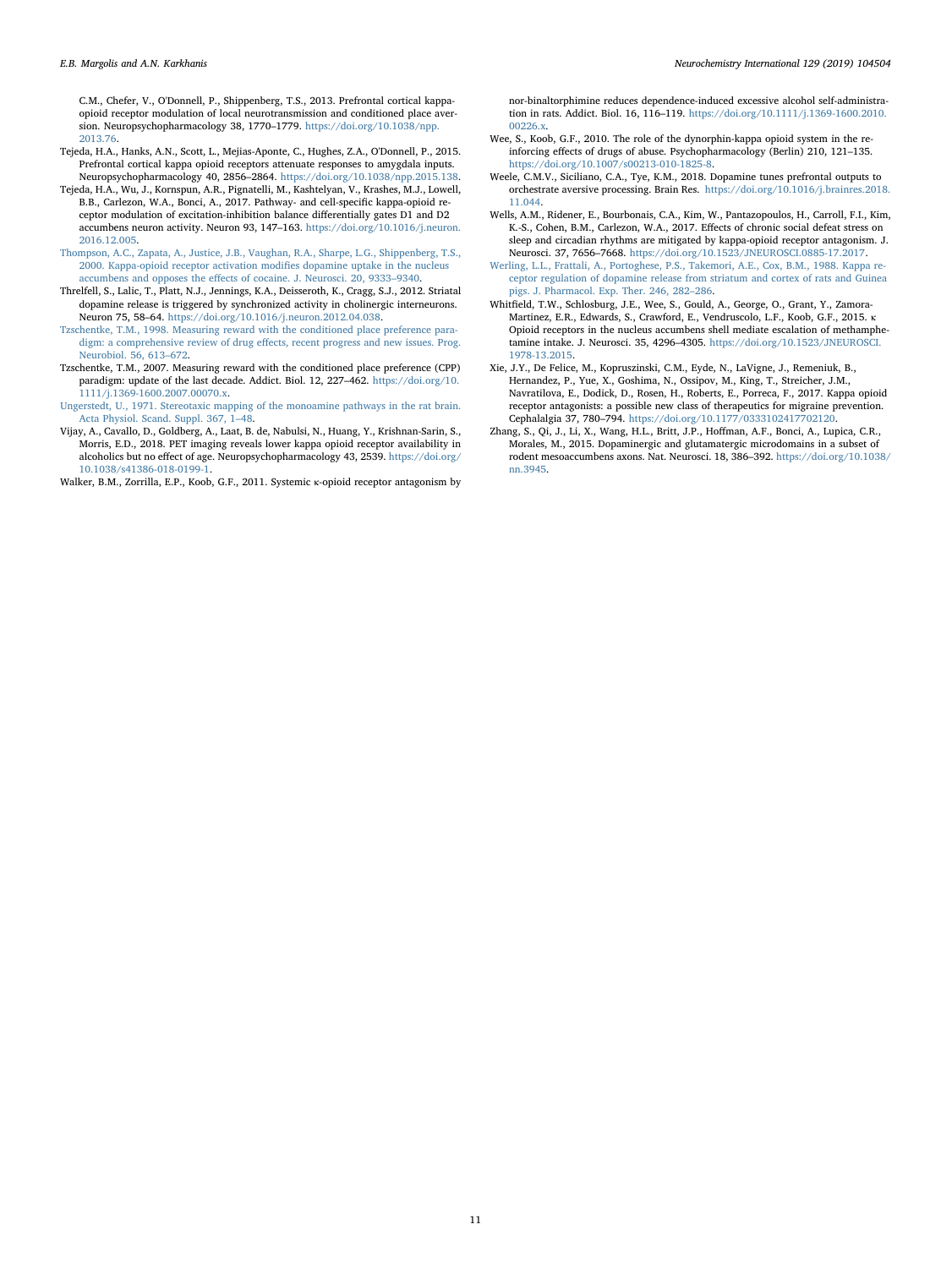C.M., Chefer, V., O'Donnell, P., Shippenberg, T.S., 2013. Prefrontal cortical kappa-opioid receptor modulation of local neurotransmission and conditioned place aversion. Neuropsychopharmacology 38, 1770–1779. https://doi.org/10.1038/npp.2013.76.

Tejeda, H.A., Hanks, A.N., Scott, L., Mejias-Aponte, C., Hughes, Z.A., O'Donnell, P., 2015. Prefrontal cortical kappa opioid receptors attenuate responses to amygdala inputs. Neuropsychopharmacology 40, 2856–2864. https://doi.org/10.1038/npp.2015.138.

Tejeda, H.A., Wu, J., Kornspun, A.R., Pignatelli, M., Kashtelyan, V., Krashes, M.J., Lowell, B.B., Carlezon, W.A., Bonci, A., 2017. Pathway- and cell-specific kappa-opioid receptor modulation of excitation-inhibition balance differentially gates D1 and D2 accumbens neuron activity. Neuron 93, 147–163. https://doi.org/10.1016/j.neuron.2016.12.005.

Thompson, A.C., Zapata, A., Justice, J.B., Vaughan, R.A., Sharpe, L.G., Shippenberg, T.S., 2000. Kappa-opioid receptor activation modifies dopamine uptake in the nucleus accumbens and opposes the effects of cocaine. J. Neurosci. 20, 9333–9340.

Threlfell, S., Lalic, T., Platt, N.J., Jennings, K.A., Deisseroth, K., Cragg, S.J., 2012. Striatal dopamine release is triggered by synchronized activity in cholinergic interneurons. Neuron 75, 58–64. https://doi.org/10.1016/j.neuron.2012.04.038.

Tzschentke, T.M., 1998. Measuring reward with the conditioned place preference paradigm: a comprehensive review of drug effects, recent progress and new issues. Prog. Neurobiol. 56, 613–672.

Tzschentke, T.M., 2007. Measuring reward with the conditioned place preference (CPP) paradigm: update of the last decade. Addict. Biol. 12, 227–462. https://doi.org/10.1111/j.1369-1600.2007.00070.x.

Ungerstedt, U., 1971. Stereotaxic mapping of the monoamine pathways in the rat brain. Acta Physiol. Scand. Suppl. 367, 1–48.

Vijay, A., Cavallo, D., Goldberg, A., Laat, B. de, Nabulsi, N., Huang, Y., Krishnan-Sarin, S., Morris, E.D., 2018. PET imaging reveals lower kappa opioid receptor availability in alcoholics but no effect of age. Neuropsychopharmacology 43, 2539. https://doi.org/10.1038/s41386-018-0199-1.

Walker, B.M., Zorrilla, E.P., Koob, G.F., 2011. Systemic κ-opioid receptor antagonism by nor-binaltorphimine reduces dependence-induced excessive alcohol self-administration in rats. Addict. Biol. 16, 116–119. https://doi.org/10.1111/j.1369-1600.2010.00226.x.

Wee, S., Koob, G.F., 2010. The role of the dynorphin-kappa opioid system in the reinforcing effects of drugs of abuse. Psychopharmacology (Berlin) 210, 121–135. https://doi.org/10.1007/s00213-010-1825-8.

Weele, C.M.V., Siciliano, C.A., Tye, K.M., 2018. Dopamine tunes prefrontal outputs to orchestrate aversive processing. Brain Res. https://doi.org/10.1016/j.brainres.2018.11.044.

Wells, A.M., Ridener, E., Bourbonais, C.A., Kim, W., Pantazopoulos, H., Carroll, F.I., Kim, K.-S., Cohen, B.M., Carlezon, W.A., 2017. Effects of chronic social defeat stress on sleep and circadian rhythms are mitigated by kappa-opioid receptor antagonism. J. Neurosci. 37, 7656–7668. https://doi.org/10.1523/JNEUROSCI.0885-17.2017.

Werling, L.L., Frattali, A., Portoghese, P.S., Takemori, A.E., Cox, B.M., 1988. Kappa receptor regulation of dopamine release from striatum and cortex of rats and Guinea pigs. J. Pharmacol. Exp. Ther. 246, 282–286.

Whitfield, T.W., Schlosburg, J.E., Wee, S., Gould, A., George, O., Grant, Y., Zamora-Martinez, E.R., Edwards, S., Crawford, E., Vendruscolo, L.F., Koob, G.F., 2015. κ Opioid receptors in the nucleus accumbens shell mediate escalation of methamphetamine intake. J. Neurosci. 35, 4296–4305. https://doi.org/10.1523/JNEUROSCI.1978-13.2015.

Xie, J.Y., De Felice, M., Kopruszinski, C.M., Eyde, N., LaVigne, J., Remeniuk, B., Hernandez, P., Yue, X., Goshima, N., Ossipov, M., King, T., Streicher, J.M., Navratilova, E., Dodick, D., Rosen, H., Roberts, E., Porreca, F., 2017. Kappa opioid receptor antagonists: a possible new class of therapeutics for migraine prevention. Cephalalgia 37, 780–794. https://doi.org/10.1177/0333102417702120.

Zhang, S., Qi, J., Li, X., Wang, H.L., Britt, J.P., Hoffman, A.F., Bonci, A., Lupica, C.R., Morales, M., 2015. Dopaminergic and glutamatergic microdomains in a subset of rodent mesoaccumbens axons. Nat. Neurosci. 18, 386–392. https://doi.org/10.1038/nn.3945.